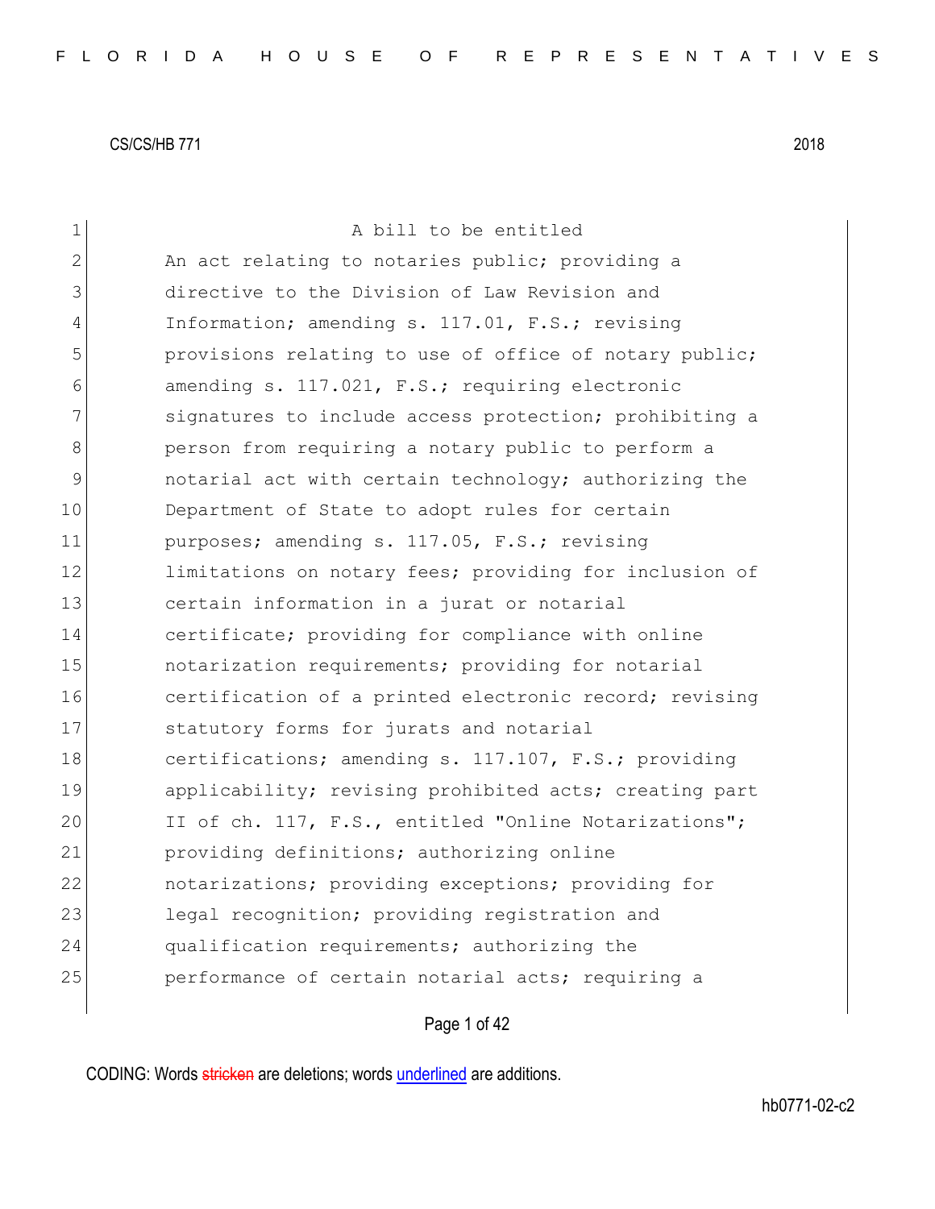CS/CS/HB 771 2018

A bill to be entitled

An act relating to notaries public; providing a directive to the Division of Law Revision and Information; amending s. 117.01, F.S.; revising provisions relating to use of office of notary public; amending s. 117.021, F.S.; requiring electronic signatures to include access protection; prohibiting a person from requiring a notary public to perform a notarial act with certain technology; authorizing the Department of State to adopt rules for certain purposes; amending s. 117.05, F.S.; revising limitations on notary fees; providing for inclusion of certain information in a jurat or notarial certificate; providing for compliance with online notarization requirements; providing for notarial certification of a printed electronic record; revising statutory forms for jurats and notarial certifications; amending s. 117.107, F.S.; providing applicability; revising prohibited acts; creating part II of ch. 117, F.S., entitled "Online Notarizations"; providing definitions; authorizing online notarizations; providing exceptions; providing for legal recognition; providing registration and qualification requirements; authorizing the performance of certain notarial acts; requiring a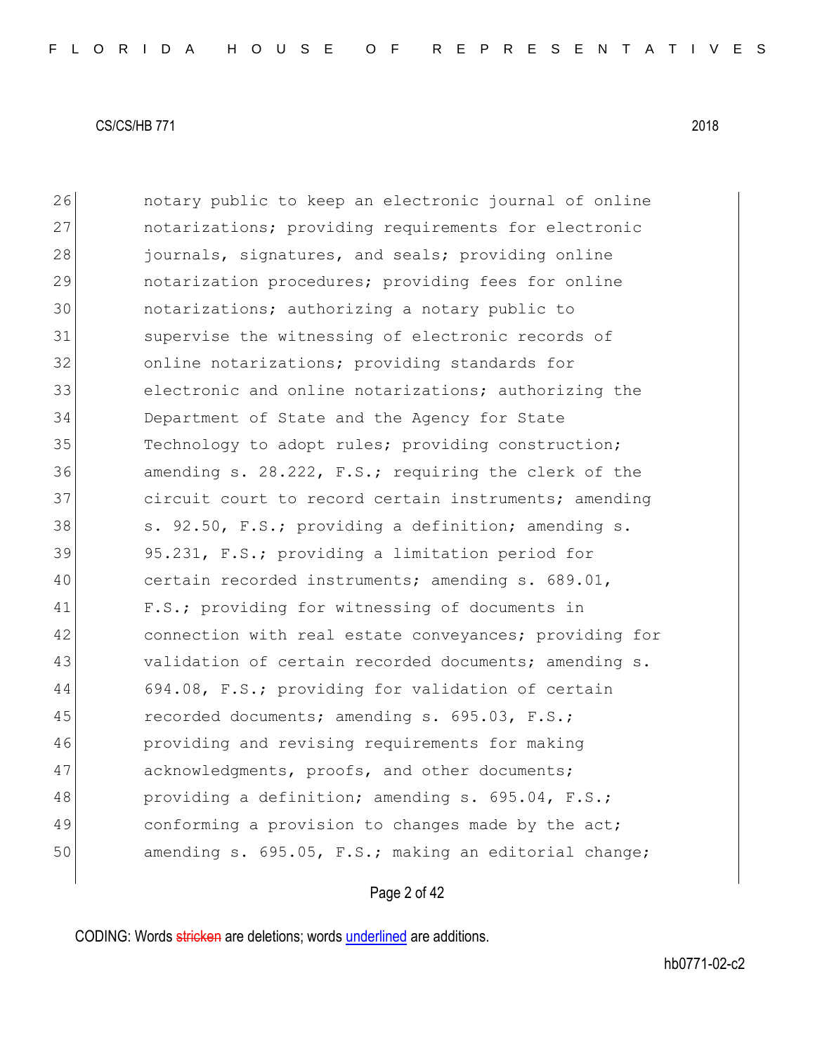26 notary public to keep an electronic journal of online
27 notarizations; providing requirements for electronic
28 journals, signatures, and seals; providing online
29 notarization procedures; providing fees for online
30 notarizations; authorizing a notary public to
31 supervise the witnessing of electronic records of
32 online notarizations; providing standards for
33 electronic and online notarizations; authorizing the
34 Department of State and the Agency for State
35 Technology to adopt rules; providing construction;
36 amending s. 28.222, F.S.; requiring the clerk of the
37 circuit court to record certain instruments; amending
38 s. 92.50, F.S.; providing a definition; amending s.
39 95.231, F.S.; providing a limitation period for
40 certain recorded instruments; amending s. 689.01,
41 F.S.; providing for witnessing of documents in
42 connection with real estate conveyances; providing for
43 validation of certain recorded documents; amending s.
44 694.08, F.S.; providing for validation of certain
45 recorded documents; amending s. 695.03, F.S.;
46 providing and revising requirements for making
47 acknowledgments, proofs, and other documents;
48 providing a definition; amending s. 695.04, F.S.;
49 conforming a provision to changes made by the act;
50 amending s. 695.05, F.S.; making an editorial change;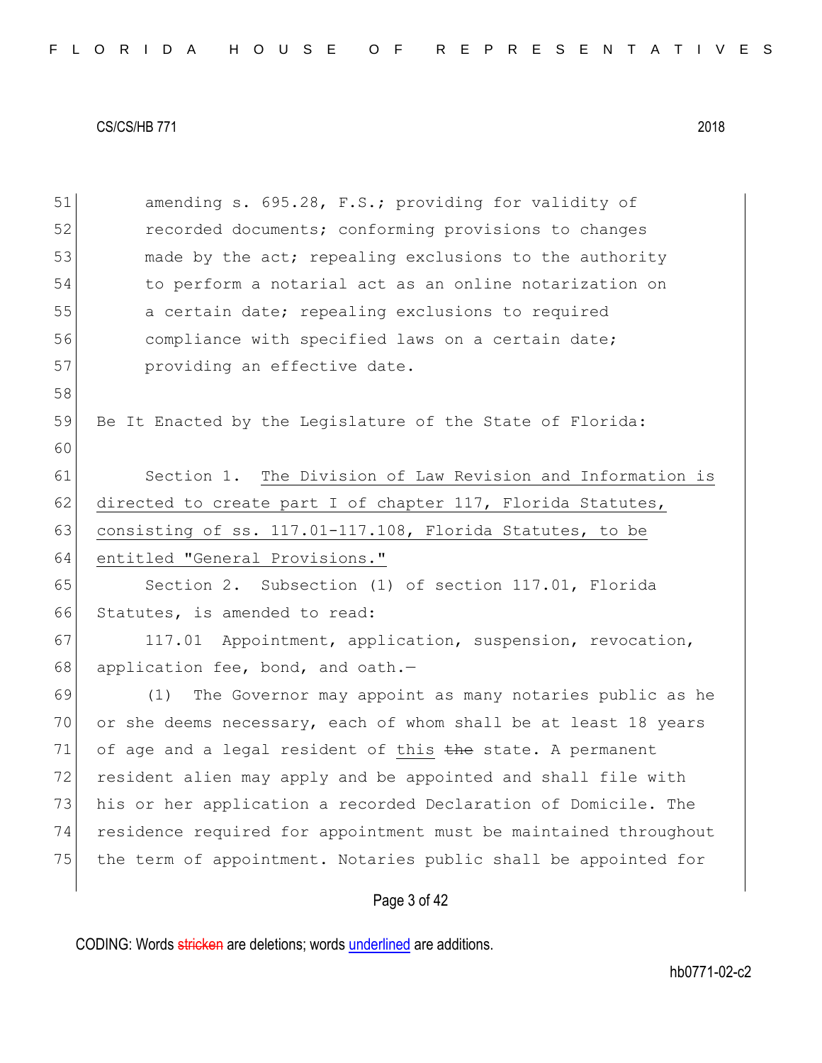amending s. 695.28, F.S.; providing for validity of recorded documents; conforming provisions to changes made by the act; repealing exclusions to the authority to perform a notarial act as an online notarization on a certain date; repealing exclusions to required compliance with specified laws on a certain date; providing an effective date.

Be It Enacted by the Legislature of the State of Florida:

Section 1. The Division of Law Revision and Information is directed to create part I of chapter 117, Florida Statutes, consisting of ss. 117.01-117.108, Florida Statutes, to be entitled "General Provisions."

Section 2. Subsection (1) of section 117.01, Florida Statutes, is amended to read:

117.01 Appointment, application, suspension, revocation, application fee, bond, and oath.—

(1) The Governor may appoint as many notaries public as he or she deems necessary, each of whom shall be at least 18 years of age and a legal resident of this ~~the~~ state. A permanent resident alien may apply and be appointed and shall file with his or her application a recorded Declaration of Domicile. The residence required for appointment must be maintained throughout the term of appointment. Notaries public shall be appointed for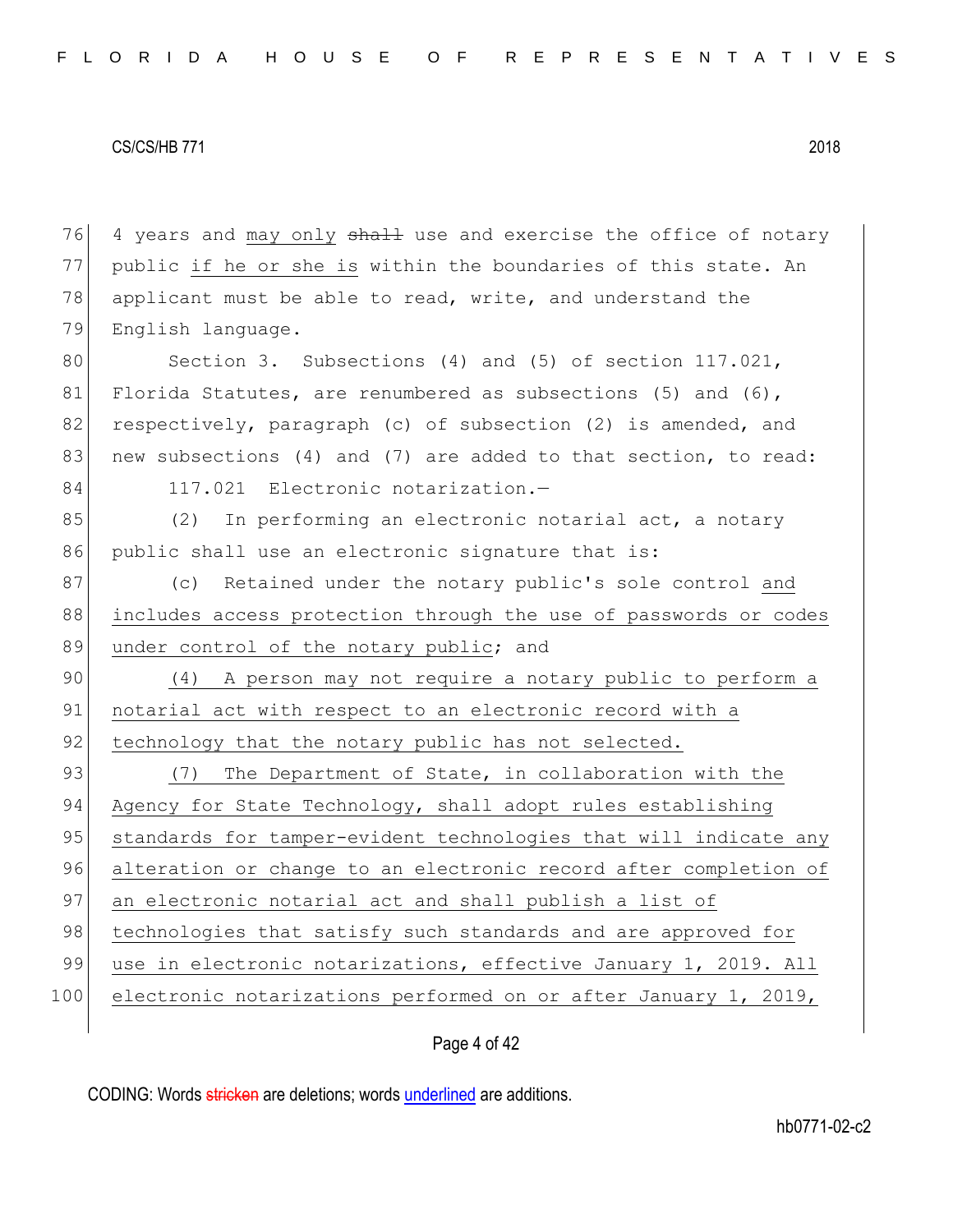76 4 years and may only ~~shall~~ use and exercise the office of notary
77 public if he or she is within the boundaries of this state. An
78 applicant must be able to read, write, and understand the
79 English language.

80 Section 3. Subsections (4) and (5) of section 117.021,
81 Florida Statutes, are renumbered as subsections (5) and (6),
82 respectively, paragraph (c) of subsection (2) is amended, and
83 new subsections (4) and (7) are added to that section, to read:

84 117.021 Electronic notarization.—

85 (2) In performing an electronic notarial act, a notary
86 public shall use an electronic signature that is:

87 (c) Retained under the notary public's sole control and
88 includes access protection through the use of passwords or codes
89 under control of the notary public; and

90 (4) A person may not require a notary public to perform a
91 notarial act with respect to an electronic record with a
92 technology that the notary public has not selected.

93 (7) The Department of State, in collaboration with the
94 Agency for State Technology, shall adopt rules establishing
95 standards for tamper-evident technologies that will indicate any
96 alteration or change to an electronic record after completion of
97 an electronic notarial act and shall publish a list of
98 technologies that satisfy such standards and are approved for
99 use in electronic notarizations, effective January 1, 2019. All
100 electronic notarizations performed on or after January 1, 2019,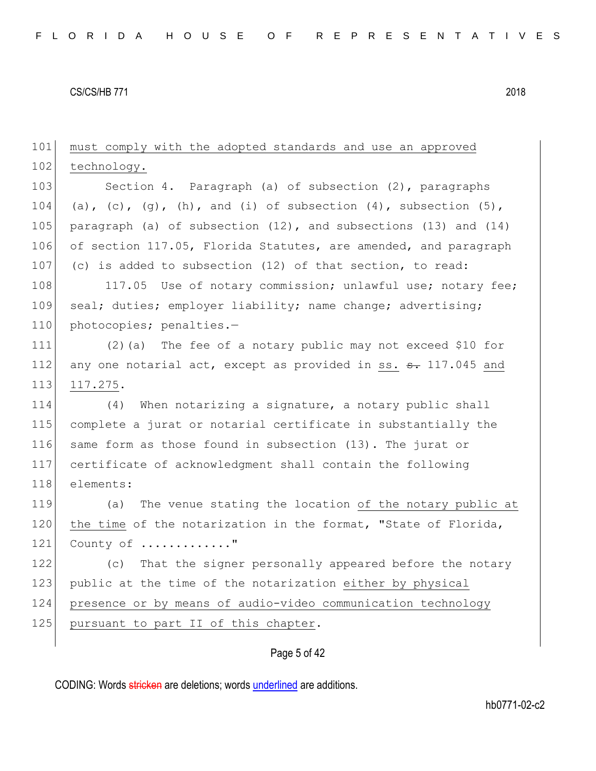must comply with the adopted standards and use an approved technology.

Section 4. Paragraph (a) of subsection (2), paragraphs (a), (c), (g), (h), and (i) of subsection (4), subsection (5), paragraph (a) of subsection (12), and subsections (13) and (14) of section 117.05, Florida Statutes, are amended, and paragraph (c) is added to subsection (12) of that section, to read:

117.05 Use of notary commission; unlawful use; notary fee; seal; duties; employer liability; name change; advertising; photocopies; penalties.—

(2)(a) The fee of a notary public may not exceed $10 for any one notarial act, except as provided in ss. ~~s.~~ 117.045 and 117.275.

(4) When notarizing a signature, a notary public shall complete a jurat or notarial certificate in substantially the same form as those found in subsection (13). The jurat or certificate of acknowledgment shall contain the following elements:

(a) The venue stating the location of the notary public at the time of the notarization in the format, "State of Florida, County of ............"

(c) That the signer personally appeared before the notary public at the time of the notarization either by physical presence or by means of audio-video communication technology pursuant to part II of this chapter.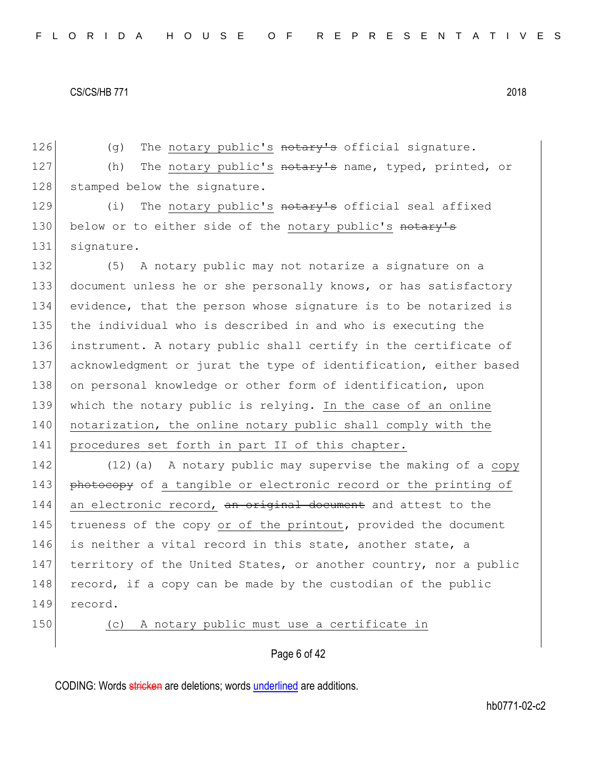(g) The notary public's ~~notary's~~ official signature.

(h) The notary public's ~~notary's~~ name, typed, printed, or stamped below the signature.

(i) The notary public's ~~notary's~~ official seal affixed below or to either side of the notary public's ~~notary's~~ signature.

(5) A notary public may not notarize a signature on a document unless he or she personally knows, or has satisfactory evidence, that the person whose signature is to be notarized is the individual who is described in and who is executing the instrument. A notary public shall certify in the certificate of acknowledgment or jurat the type of identification, either based on personal knowledge or other form of identification, upon which the notary public is relying. In the case of an online notarization, the online notary public shall comply with the procedures set forth in part II of this chapter.

(12)(a) A notary public may supervise the making of a copy ~~photocopy~~ of a tangible or electronic record or the printing of an electronic record, ~~an original document~~ and attest to the trueness of the copy or of the printout, provided the document is neither a vital record in this state, another state, a territory of the United States, or another country, nor a public record, if a copy can be made by the custodian of the public record.

(c) A notary public must use a certificate in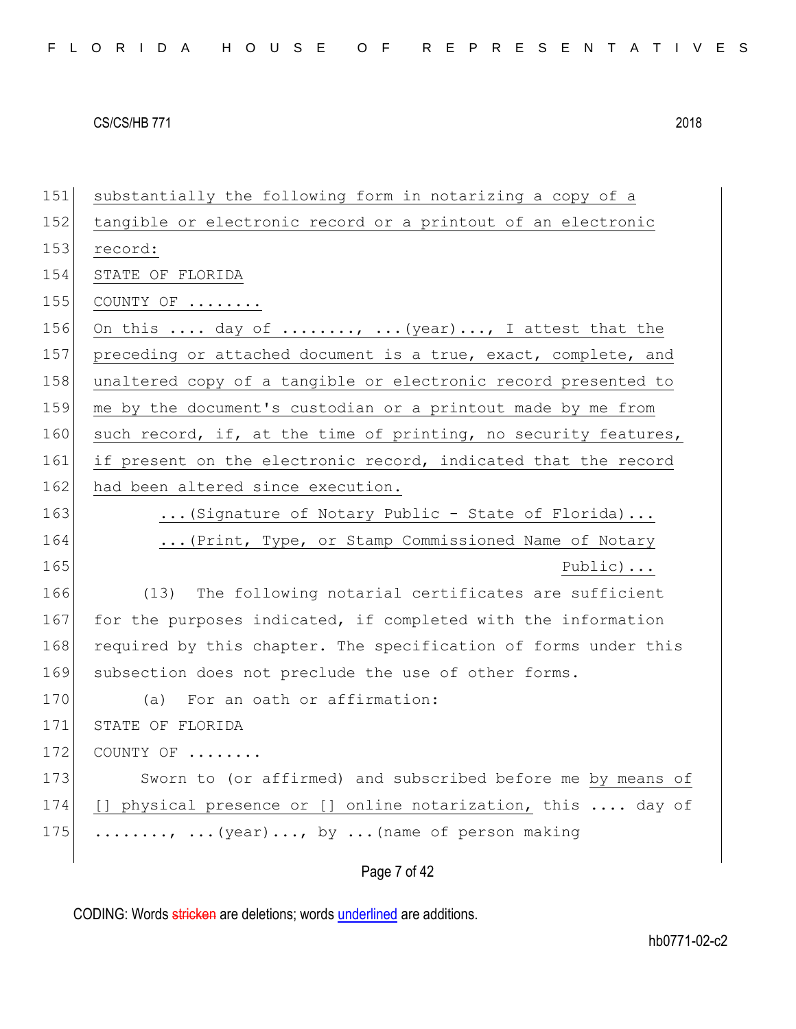substantially the following form in notarizing a copy of a tangible or electronic record or a printout of an electronic record:

STATE OF FLORIDA

COUNTY OF ........

On this .... day of ........, ...(year)..., I attest that the preceding or attached document is a true, exact, complete, and unaltered copy of a tangible or electronic record presented to me by the document's custodian or a printout made by me from such record, if, at the time of printing, no security features, if present on the electronic record, indicated that the record had been altered since execution.

...(Signature of Notary Public - State of Florida)...

...(Print, Type, or Stamp Commissioned Name of Notary Public)...

(13) The following notarial certificates are sufficient for the purposes indicated, if completed with the information required by this chapter. The specification of forms under this subsection does not preclude the use of other forms.

(a) For an oath or affirmation:

STATE OF FLORIDA

COUNTY OF ........

Sworn to (or affirmed) and subscribed before me by means of [] physical presence or [] online notarization, this .... day of ........, ...(year)..., by ...(name of person making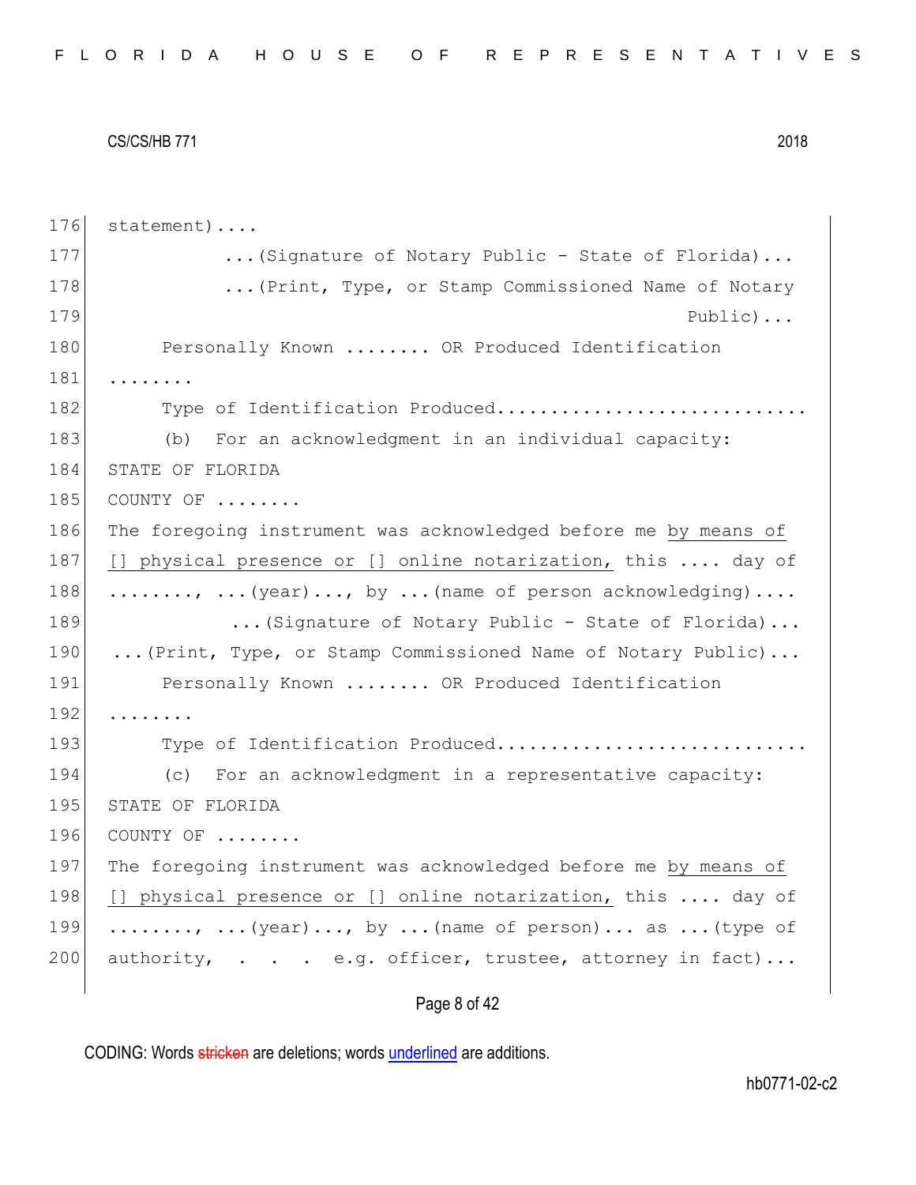statement)....

...(Signature of Notary Public - State of Florida)...

...(Print, Type, or Stamp Commissioned Name of Notary Public)...

Personally Known ........ OR Produced Identification ........

Type of Identification Produced............................

(b) For an acknowledgment in an individual capacity:

STATE OF FLORIDA

COUNTY OF ........

The foregoing instrument was acknowledged before me <u>by means of [] physical presence or [] online notarization,</u> this .... day of ........, ...(year)..., by ...(name of person acknowledging)....

...(Signature of Notary Public - State of Florida)...

...(Print, Type, or Stamp Commissioned Name of Notary Public)...

Personally Known ........ OR Produced Identification ........

Type of Identification Produced............................

(c) For an acknowledgment in a representative capacity:

STATE OF FLORIDA

COUNTY OF ........

The foregoing instrument was acknowledged before me <u>by means of [] physical presence or [] online notarization,</u> this .... day of ........, ...(year)..., by ...(name of person)... as ...(type of authority, . . . e.g. officer, trustee, attorney in fact)...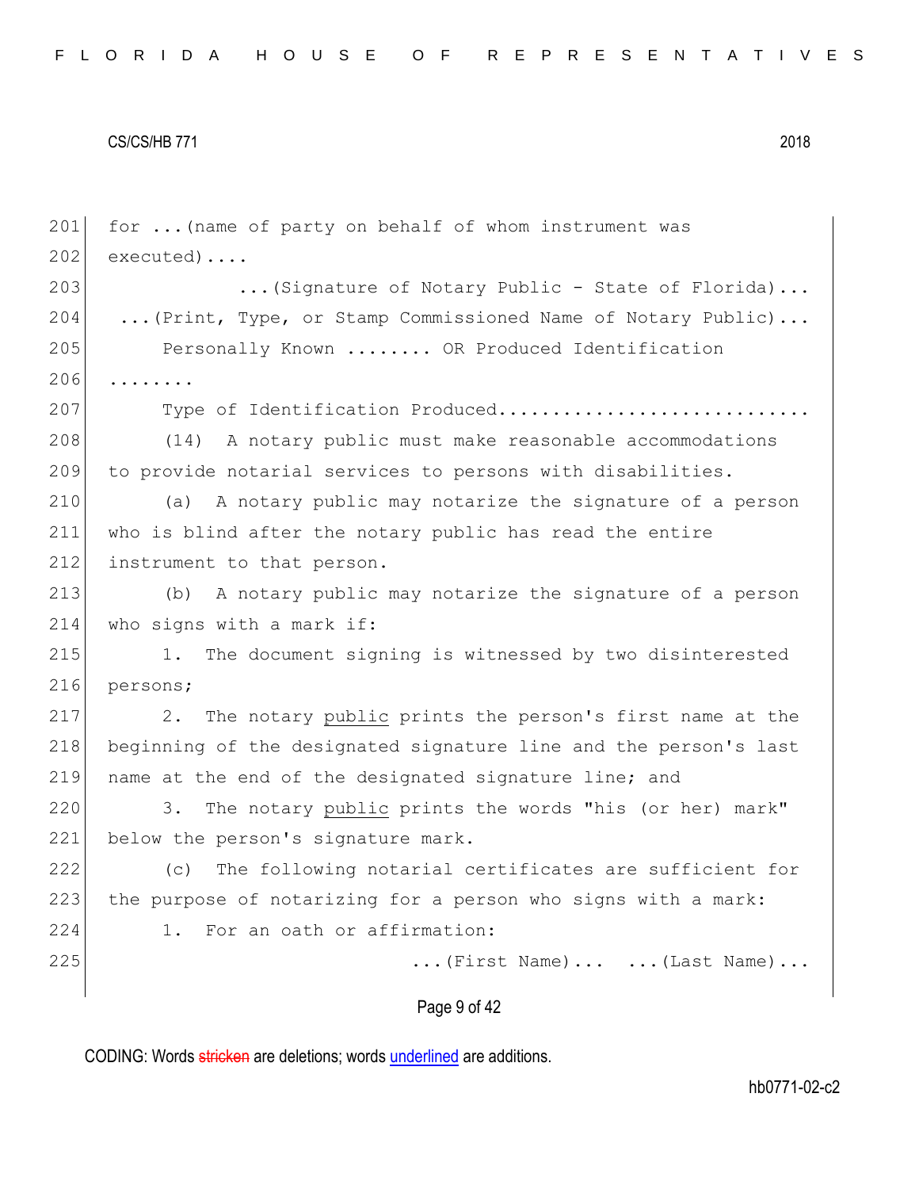for ...(name of party on behalf of whom instrument was executed)....

...(Signature of Notary Public - State of Florida)...

...(Print, Type, or Stamp Commissioned Name of Notary Public)...

Personally Known ........ OR Produced Identification ........

Type of Identification Produced.............................

(14) A notary public must make reasonable accommodations to provide notarial services to persons with disabilities.

(a) A notary public may notarize the signature of a person who is blind after the notary public has read the entire instrument to that person.

(b) A notary public may notarize the signature of a person who signs with a mark if:

1. The document signing is witnessed by two disinterested persons;

2. The notary <u>public</u> prints the person's first name at the beginning of the designated signature line and the person's last name at the end of the designated signature line; and

3. The notary <u>public</u> prints the words "his (or her) mark" below the person's signature mark.

(c) The following notarial certificates are sufficient for the purpose of notarizing for a person who signs with a mark:

1. For an oath or affirmation:

...(First Name)... ...(Last Name)...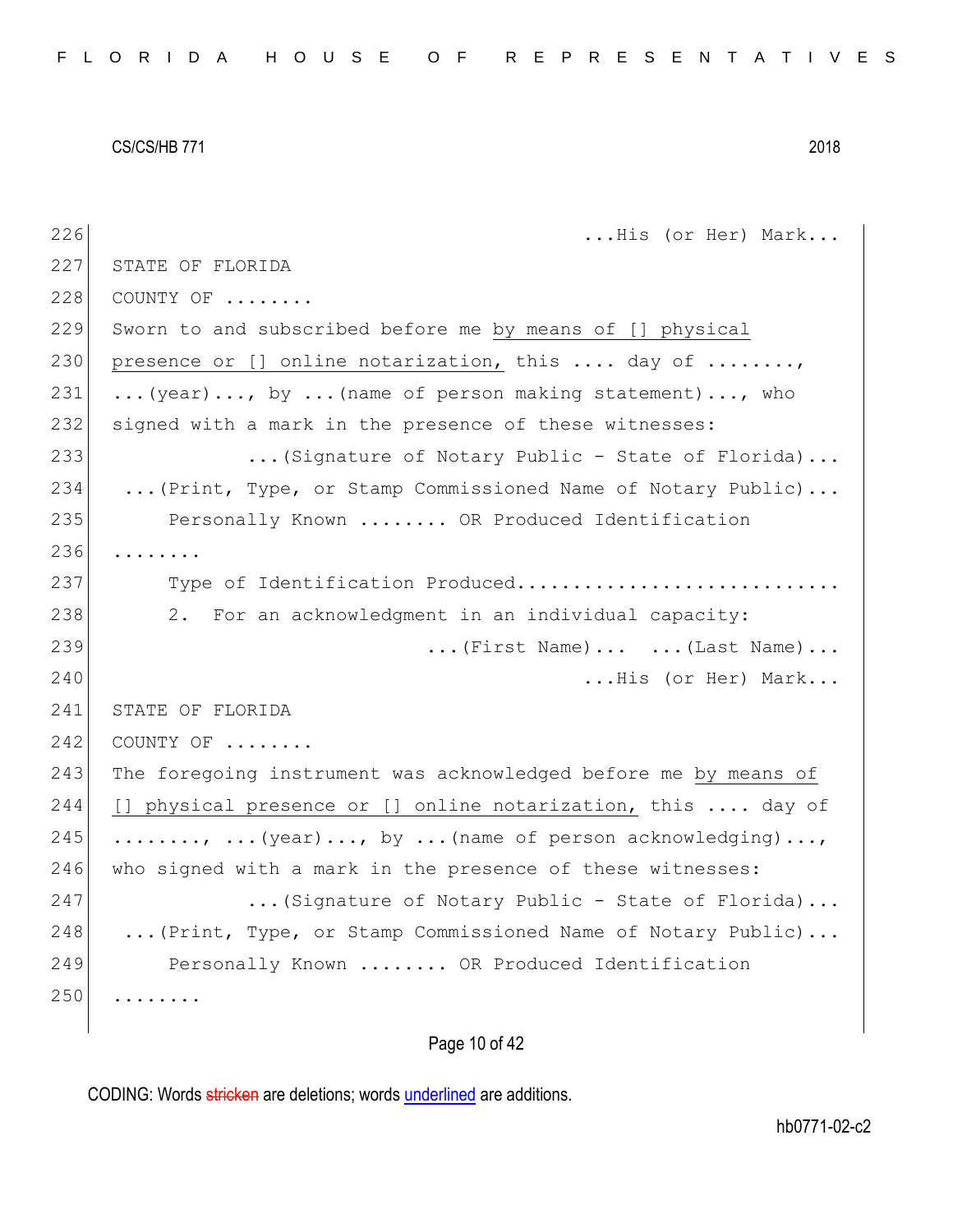...His (or Her) Mark...

STATE OF FLORIDA

COUNTY OF ........

Sworn to and subscribed before me <u>by means of [] physical presence or [] online notarization,</u> this .... day of ........, ...(year)..., by ...(name of person making statement)..., who signed with a mark in the presence of these witnesses:

...(Signature of Notary Public - State of Florida)...

...(Print, Type, or Stamp Commissioned Name of Notary Public)...

Personally Known ........ OR Produced Identification ........

Type of Identification Produced............................

2. For an acknowledgment in an individual capacity:

...(First Name)... ...(Last Name)...

...His (or Her) Mark...

STATE OF FLORIDA

COUNTY OF ........

The foregoing instrument was acknowledged before me <u>by means of [] physical presence or [] online notarization,</u> this .... day of ........, ...(year)..., by ...(name of person acknowledging)..., who signed with a mark in the presence of these witnesses:

...(Signature of Notary Public - State of Florida)...

...(Print, Type, or Stamp Commissioned Name of Notary Public)...

Personally Known ........ OR Produced Identification ........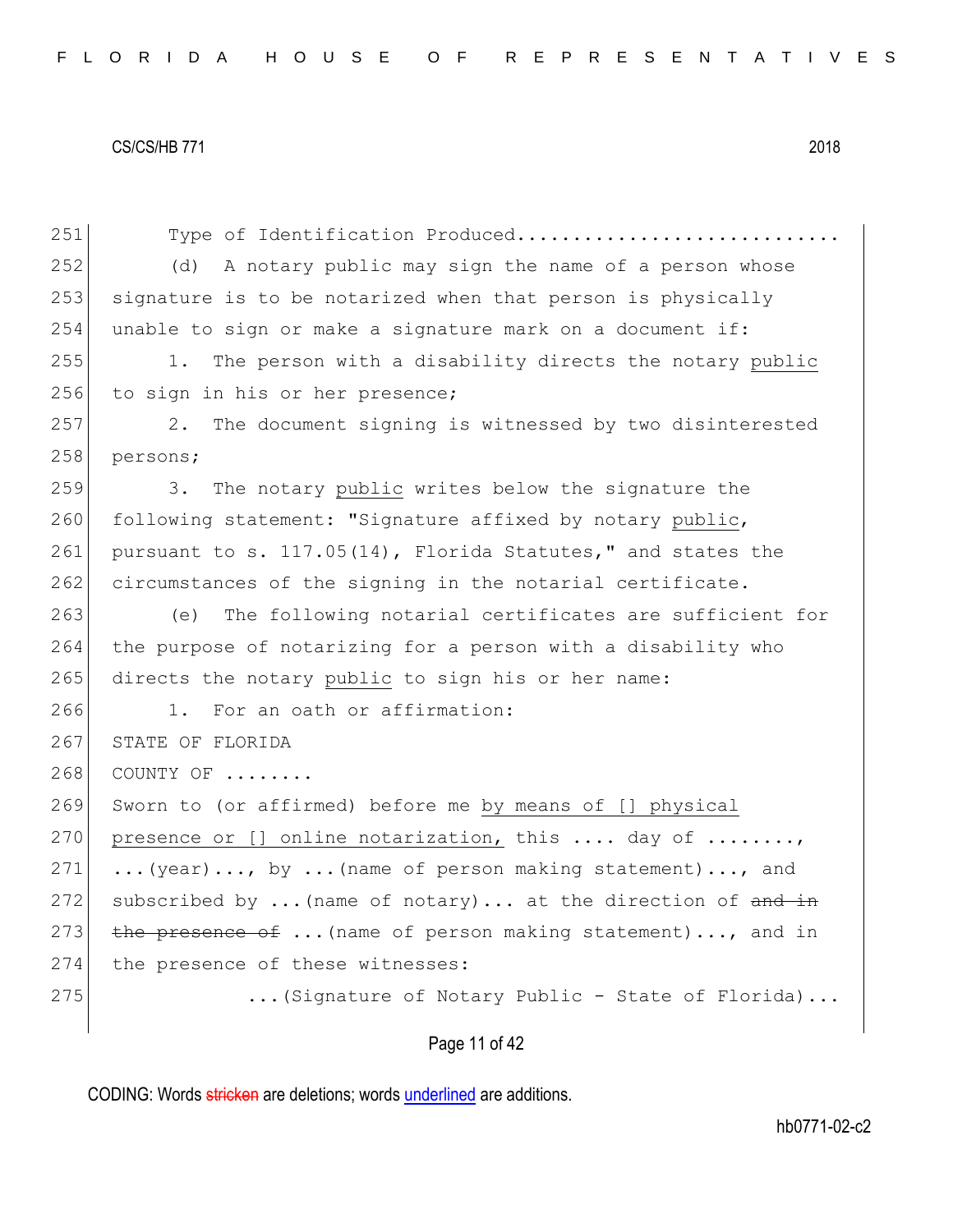Type of Identification Produced............................

(d) A notary public may sign the name of a person whose signature is to be notarized when that person is physically unable to sign or make a signature mark on a document if:

1. The person with a disability directs the notary public to sign in his or her presence;

2. The document signing is witnessed by two disinterested persons;

3. The notary public writes below the signature the following statement: "Signature affixed by notary public, pursuant to s. 117.05(14), Florida Statutes," and states the circumstances of the signing in the notarial certificate.

(e) The following notarial certificates are sufficient for the purpose of notarizing for a person with a disability who directs the notary public to sign his or her name:

1. For an oath or affirmation:

STATE OF FLORIDA

COUNTY OF ........

Sworn to (or affirmed) before me by means of [] physical presence or [] online notarization, this .... day of ........, ...(year)..., by ...(name of person making statement)..., and subscribed by ...(name of notary)... at the direction of ~~and in the presence of~~ ...(name of person making statement)..., and in the presence of these witnesses:

...(Signature of Notary Public - State of Florida)...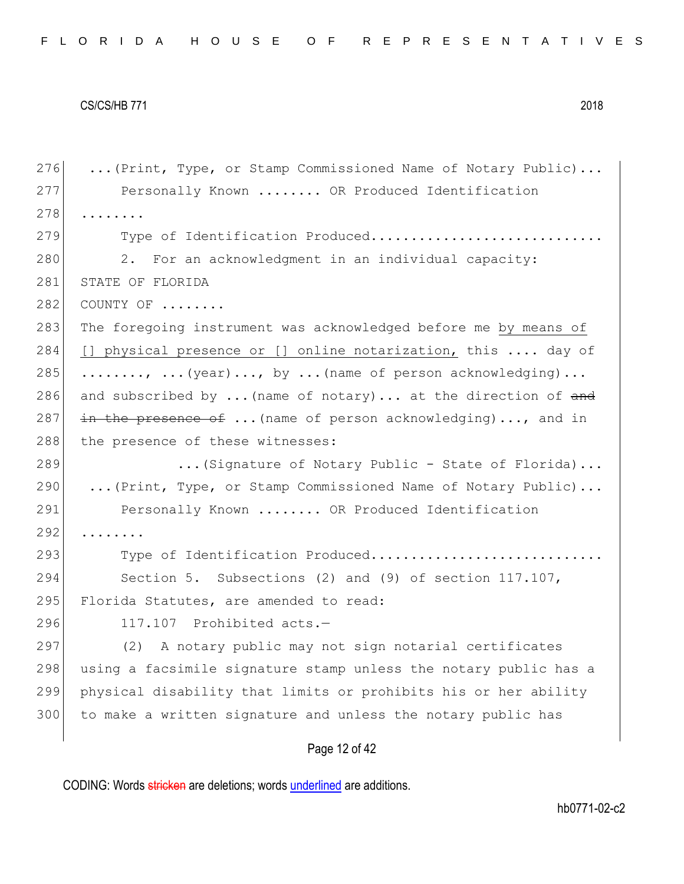...(Print, Type, or Stamp Commissioned Name of Notary Public)...

Personally Known ........ OR Produced Identification ........

Type of Identification Produced............................

2. For an acknowledgment in an individual capacity:

STATE OF FLORIDA

COUNTY OF ........

The foregoing instrument was acknowledged before me <u>by means of [] physical presence or [] online notarization,</u> this .... day of ........, ...(year)..., by ...(name of person acknowledging)... and subscribed by ...(name of notary)... at the direction of ~~and in the presence of~~ ...(name of person acknowledging)..., and in the presence of these witnesses:

...(Signature of Notary Public - State of Florida)...

...(Print, Type, or Stamp Commissioned Name of Notary Public)...

Personally Known ........ OR Produced Identification ........

Type of Identification Produced............................

Section 5. Subsections (2) and (9) of section 117.107, Florida Statutes, are amended to read:

117.107 Prohibited acts.—

(2) A notary public may not sign notarial certificates using a facsimile signature stamp unless the notary public has a physical disability that limits or prohibits his or her ability to make a written signature and unless the notary public has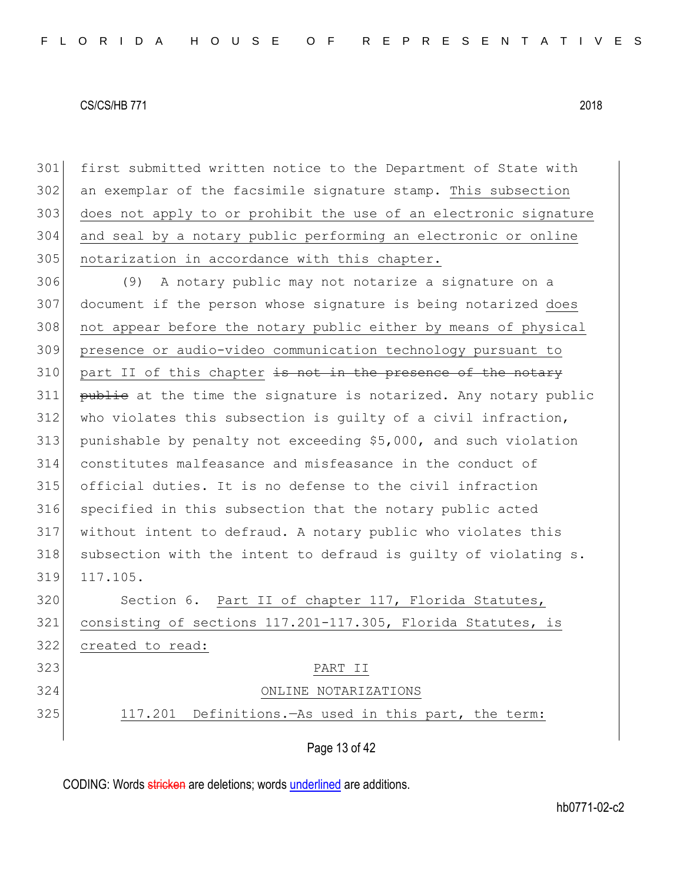first submitted written notice to the Department of State with an exemplar of the facsimile signature stamp. This subsection does not apply to or prohibit the use of an electronic signature and seal by a notary public performing an electronic or online notarization in accordance with this chapter.

(9) A notary public may not notarize a signature on a document if the person whose signature is being notarized does not appear before the notary public either by means of physical presence or audio-video communication technology pursuant to part II of this chapter ~~is not in the presence of the notary public~~ at the time the signature is notarized. Any notary public who violates this subsection is guilty of a civil infraction, punishable by penalty not exceeding $5,000, and such violation constitutes malfeasance and misfeasance in the conduct of official duties. It is no defense to the civil infraction specified in this subsection that the notary public acted without intent to defraud. A notary public who violates this subsection with the intent to defraud is guilty of violating s. 117.105.

Section 6. Part II of chapter 117, Florida Statutes, consisting of sections 117.201-117.305, Florida Statutes, is created to read:

PART II

ONLINE NOTARIZATIONS

117.201 Definitions.—As used in this part, the term: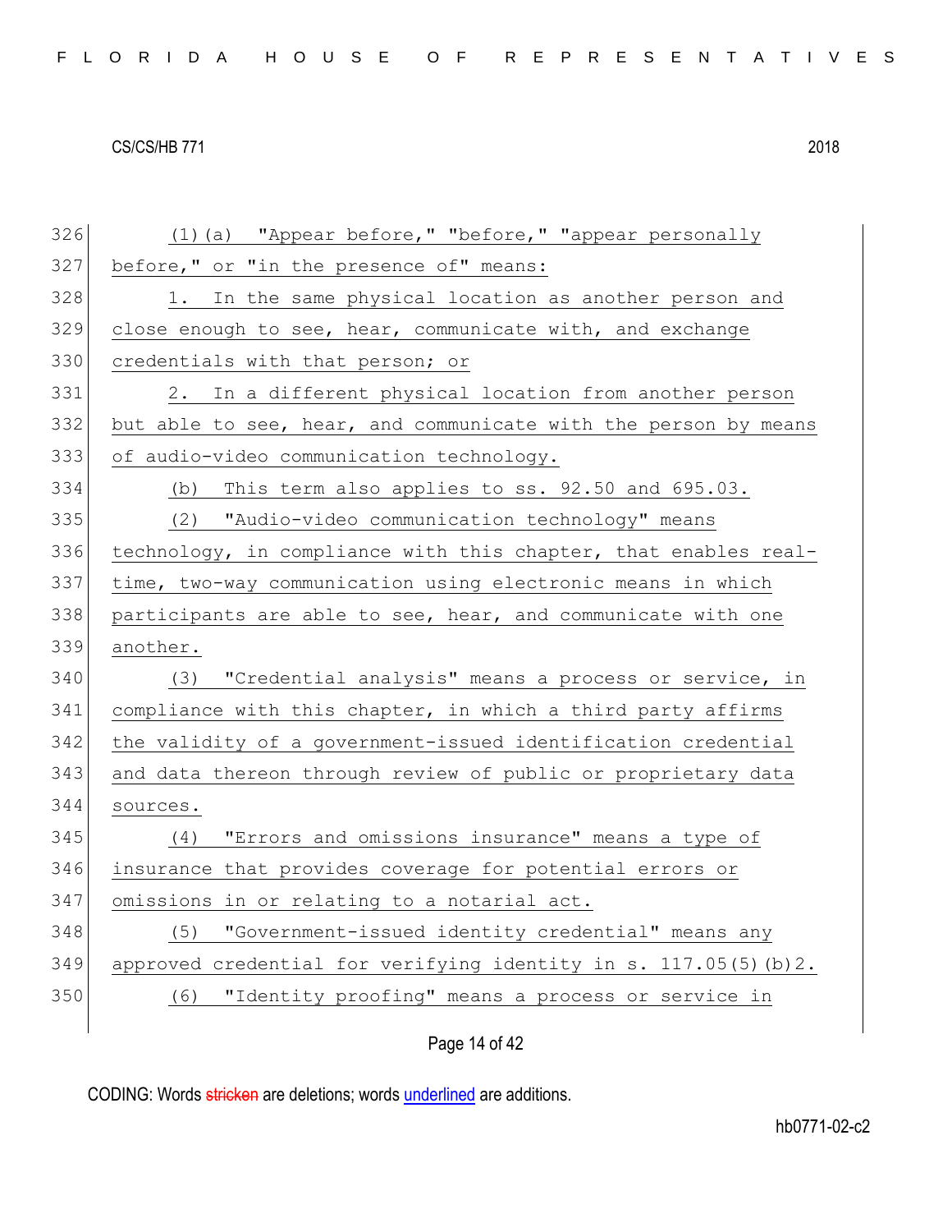(1)(a) "Appear before," "before," "appear personally before," or "in the presence of" means:

1. In the same physical location as another person and close enough to see, hear, communicate with, and exchange credentials with that person; or

2. In a different physical location from another person but able to see, hear, and communicate with the person by means of audio-video communication technology.

(b) This term also applies to ss. 92.50 and 695.03.

(2) "Audio-video communication technology" means technology, in compliance with this chapter, that enables real-time, two-way communication using electronic means in which participants are able to see, hear, and communicate with one another.

(3) "Credential analysis" means a process or service, in compliance with this chapter, in which a third party affirms the validity of a government-issued identification credential and data thereon through review of public or proprietary data sources.

(4) "Errors and omissions insurance" means a type of insurance that provides coverage for potential errors or omissions in or relating to a notarial act.

(5) "Government-issued identity credential" means any approved credential for verifying identity in s. 117.05(5)(b)2.

(6) "Identity proofing" means a process or service in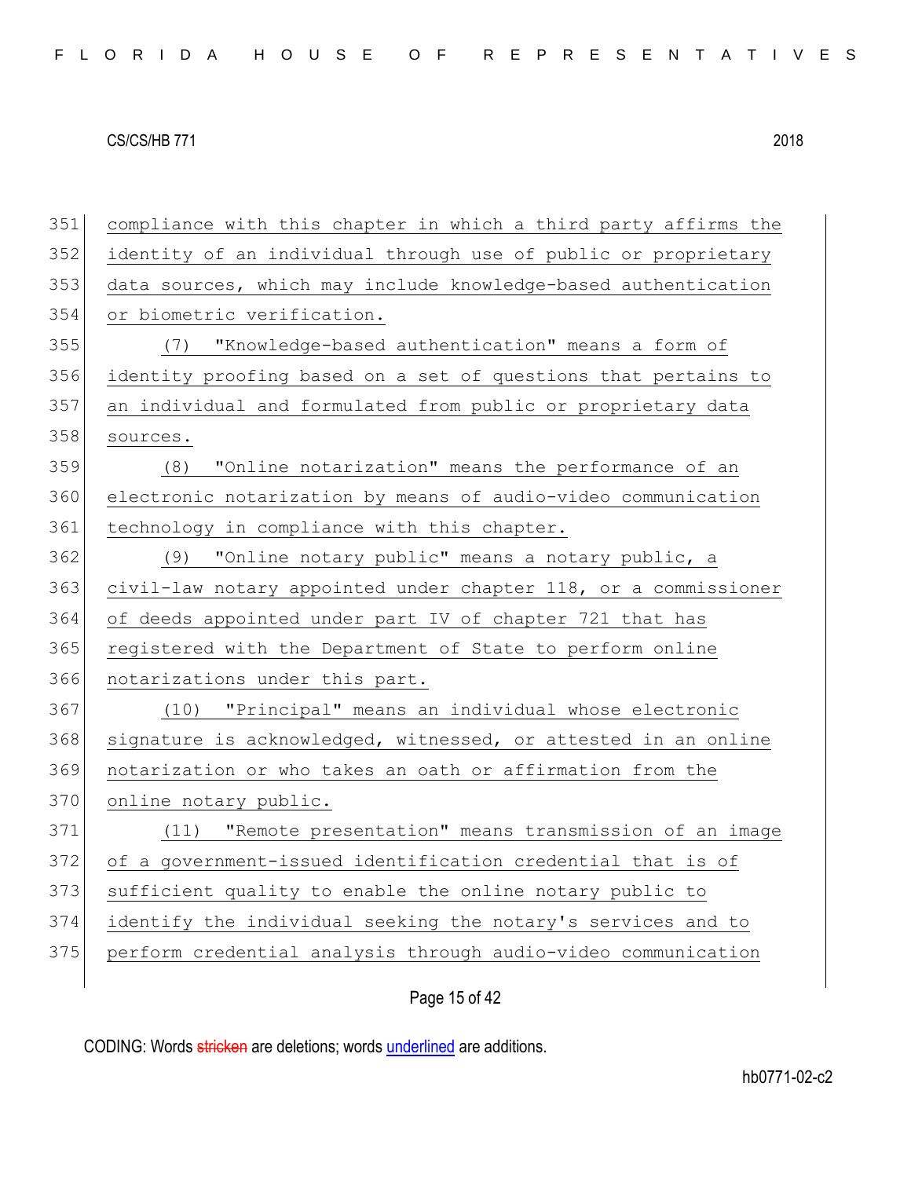compliance with this chapter in which a third party affirms the identity of an individual through use of public or proprietary data sources, which may include knowledge-based authentication or biometric verification.

(7) "Knowledge-based authentication" means a form of identity proofing based on a set of questions that pertains to an individual and formulated from public or proprietary data sources.

(8) "Online notarization" means the performance of an electronic notarization by means of audio-video communication technology in compliance with this chapter.

(9) "Online notary public" means a notary public, a civil-law notary appointed under chapter 118, or a commissioner of deeds appointed under part IV of chapter 721 that has registered with the Department of State to perform online notarizations under this part.

(10) "Principal" means an individual whose electronic signature is acknowledged, witnessed, or attested in an online notarization or who takes an oath or affirmation from the online notary public.

(11) "Remote presentation" means transmission of an image of a government-issued identification credential that is of sufficient quality to enable the online notary public to identify the individual seeking the notary's services and to perform credential analysis through audio-video communication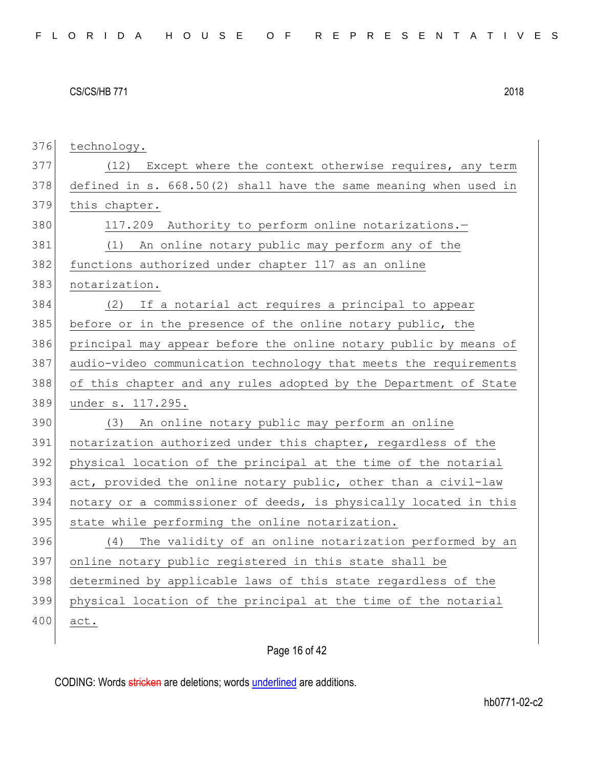technology.

(12) Except where the context otherwise requires, any term defined in s. 668.50(2) shall have the same meaning when used in this chapter.

117.209 Authority to perform online notarizations.—

(1) An online notary public may perform any of the functions authorized under chapter 117 as an online notarization.

(2) If a notarial act requires a principal to appear before or in the presence of the online notary public, the principal may appear before the online notary public by means of audio-video communication technology that meets the requirements of this chapter and any rules adopted by the Department of State under s. 117.295.

(3) An online notary public may perform an online notarization authorized under this chapter, regardless of the physical location of the principal at the time of the notarial act, provided the online notary public, other than a civil-law notary or a commissioner of deeds, is physically located in this state while performing the online notarization.

(4) The validity of an online notarization performed by an online notary public registered in this state shall be determined by applicable laws of this state regardless of the physical location of the principal at the time of the notarial act.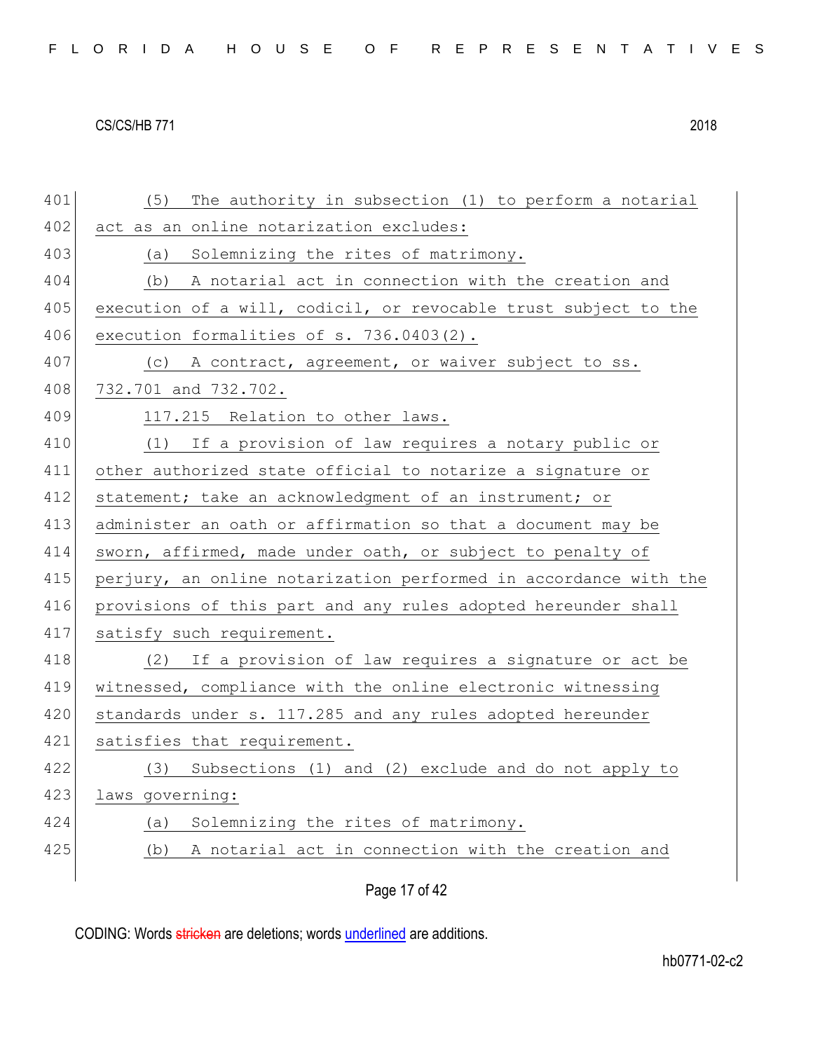(5) The authority in subsection (1) to perform a notarial act as an online notarization excludes:

(a) Solemnizing the rites of matrimony.

(b) A notarial act in connection with the creation and execution of a will, codicil, or revocable trust subject to the execution formalities of s. 736.0403(2).

(c) A contract, agreement, or waiver subject to ss. 732.701 and 732.702.

117.215 Relation to other laws.

(1) If a provision of law requires a notary public or other authorized state official to notarize a signature or statement; take an acknowledgment of an instrument; or administer an oath or affirmation so that a document may be sworn, affirmed, made under oath, or subject to penalty of perjury, an online notarization performed in accordance with the provisions of this part and any rules adopted hereunder shall satisfy such requirement.

(2) If a provision of law requires a signature or act be witnessed, compliance with the online electronic witnessing standards under s. 117.285 and any rules adopted hereunder satisfies that requirement.

(3) Subsections (1) and (2) exclude and do not apply to laws governing:

(a) Solemnizing the rites of matrimony.

(b) A notarial act in connection with the creation and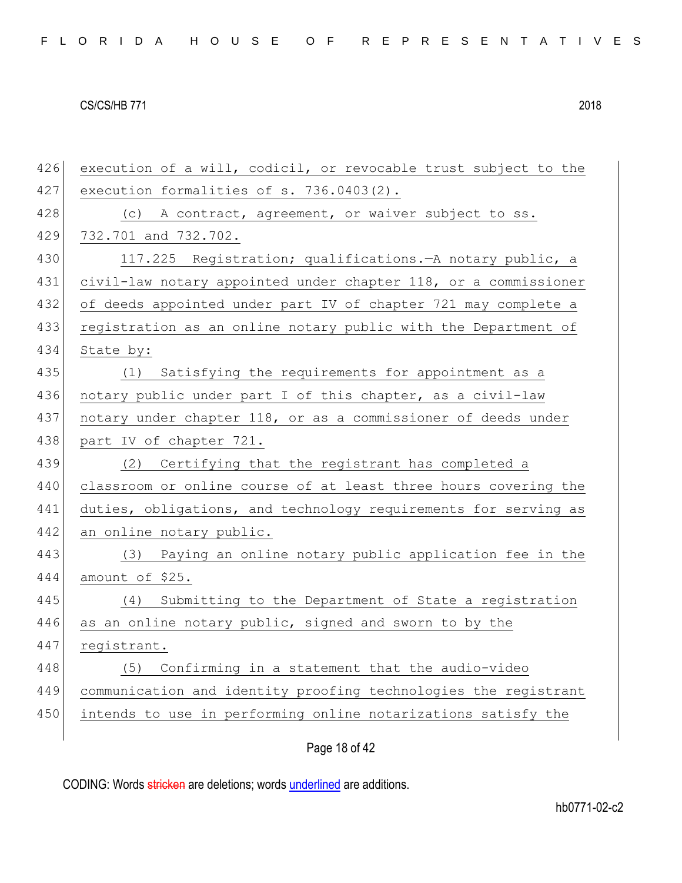execution of a will, codicil, or revocable trust subject to the execution formalities of s. 736.0403(2).

(c) A contract, agreement, or waiver subject to ss. 732.701 and 732.702.

117.225 Registration; qualifications.—A notary public, a civil-law notary appointed under chapter 118, or a commissioner of deeds appointed under part IV of chapter 721 may complete a registration as an online notary public with the Department of State by:

(1) Satisfying the requirements for appointment as a notary public under part I of this chapter, as a civil-law notary under chapter 118, or as a commissioner of deeds under part IV of chapter 721.

(2) Certifying that the registrant has completed a classroom or online course of at least three hours covering the duties, obligations, and technology requirements for serving as an online notary public.

(3) Paying an online notary public application fee in the amount of $25.

(4) Submitting to the Department of State a registration as an online notary public, signed and sworn to by the registrant.

(5) Confirming in a statement that the audio-video communication and identity proofing technologies the registrant intends to use in performing online notarizations satisfy the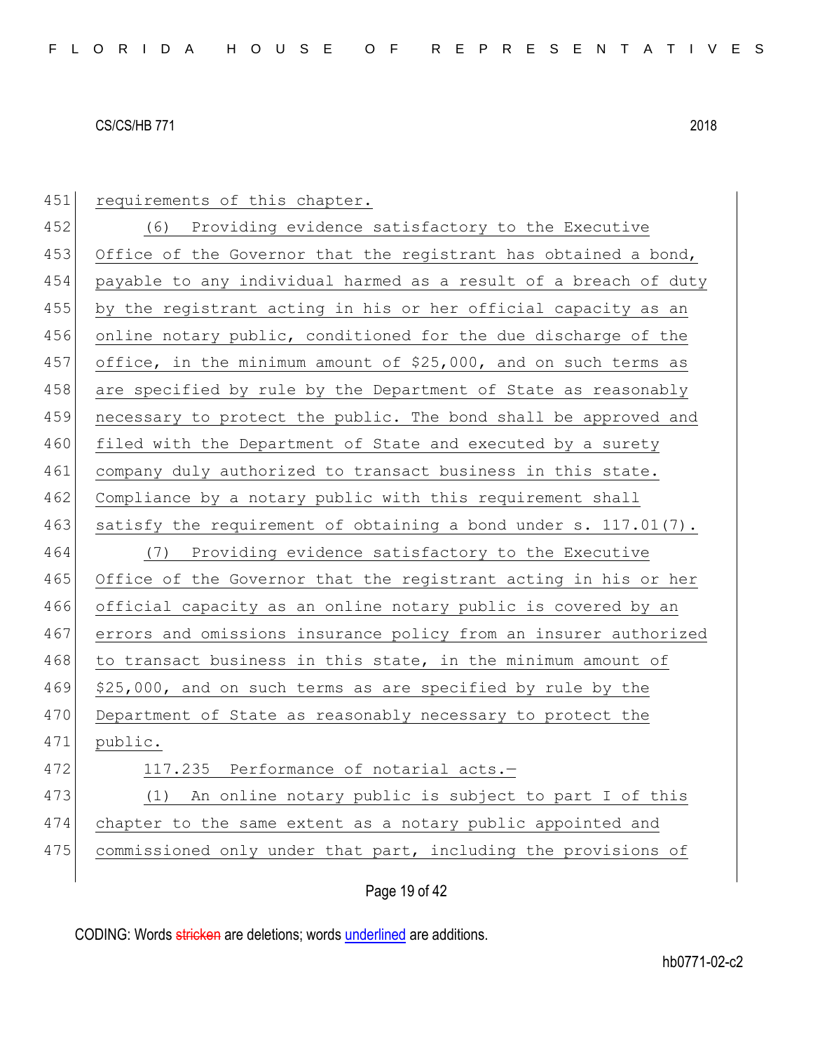requirements of this chapter.

(6) Providing evidence satisfactory to the Executive Office of the Governor that the registrant has obtained a bond, payable to any individual harmed as a result of a breach of duty by the registrant acting in his or her official capacity as an online notary public, conditioned for the due discharge of the office, in the minimum amount of $25,000, and on such terms as are specified by rule by the Department of State as reasonably necessary to protect the public. The bond shall be approved and filed with the Department of State and executed by a surety company duly authorized to transact business in this state. Compliance by a notary public with this requirement shall satisfy the requirement of obtaining a bond under s. 117.01(7).

(7) Providing evidence satisfactory to the Executive Office of the Governor that the registrant acting in his or her official capacity as an online notary public is covered by an errors and omissions insurance policy from an insurer authorized to transact business in this state, in the minimum amount of $25,000, and on such terms as are specified by rule by the Department of State as reasonably necessary to protect the public.

117.235 Performance of notarial acts.—

(1) An online notary public is subject to part I of this chapter to the same extent as a notary public appointed and commissioned only under that part, including the provisions of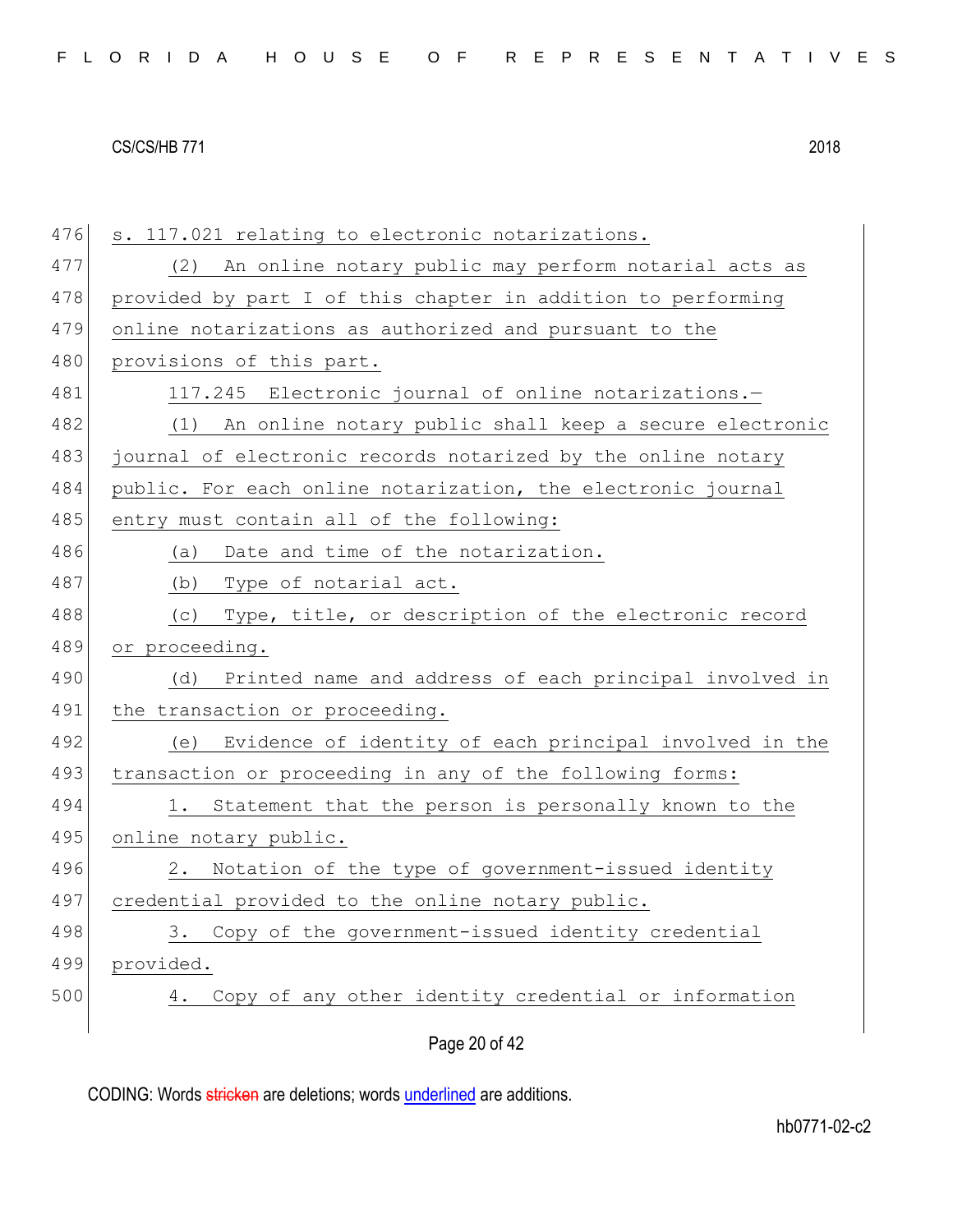s. 117.021 relating to electronic notarizations.

(2) An online notary public may perform notarial acts as provided by part I of this chapter in addition to performing online notarizations as authorized and pursuant to the provisions of this part.

117.245 Electronic journal of online notarizations.—

(1) An online notary public shall keep a secure electronic journal of electronic records notarized by the online notary public. For each online notarization, the electronic journal entry must contain all of the following:

(a) Date and time of the notarization.

(b) Type of notarial act.

(c) Type, title, or description of the electronic record or proceeding.

(d) Printed name and address of each principal involved in the transaction or proceeding.

(e) Evidence of identity of each principal involved in the transaction or proceeding in any of the following forms:

1. Statement that the person is personally known to the online notary public.

2. Notation of the type of government-issued identity credential provided to the online notary public.

3. Copy of the government-issued identity credential provided.

4. Copy of any other identity credential or information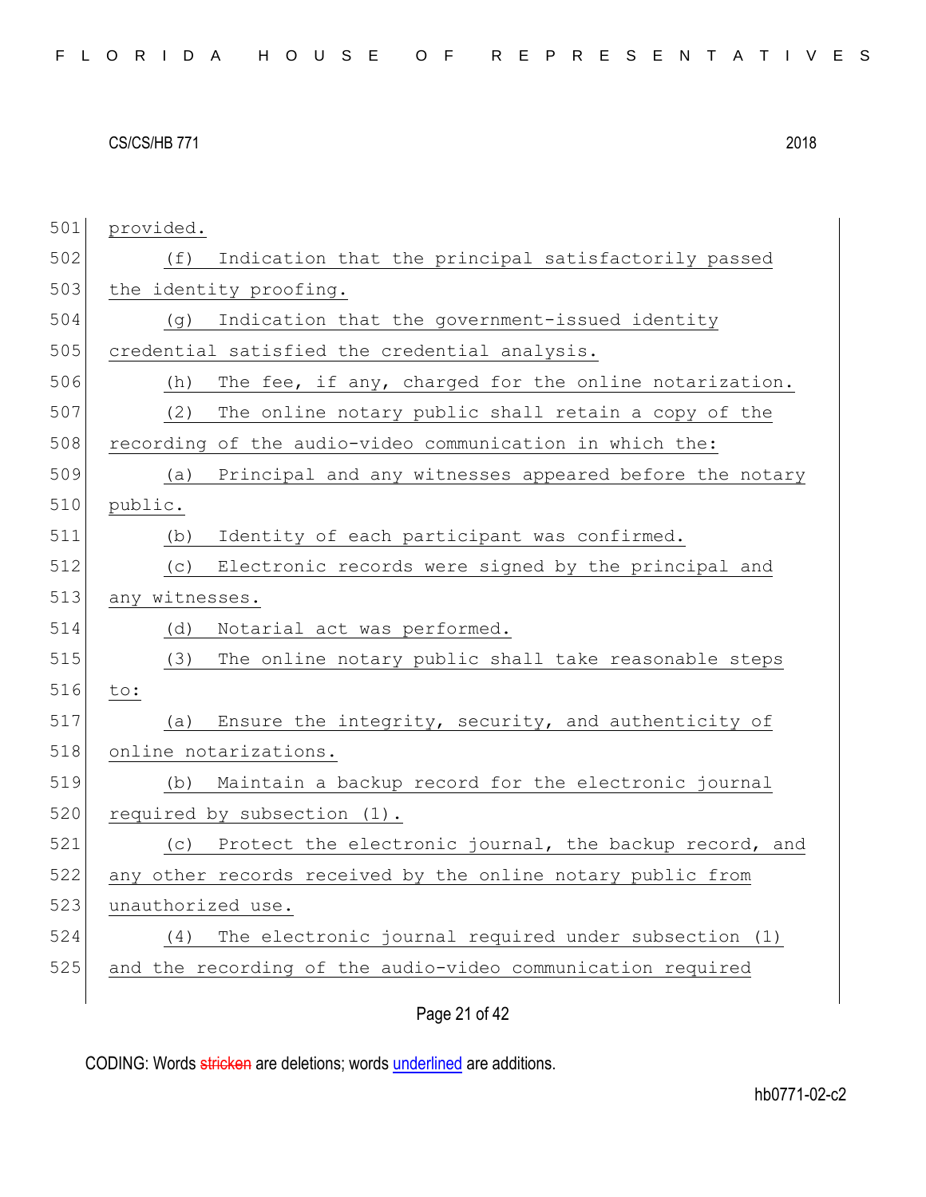provided.

(f) Indication that the principal satisfactorily passed the identity proofing.

(g) Indication that the government-issued identity credential satisfied the credential analysis.

(h) The fee, if any, charged for the online notarization.

(2) The online notary public shall retain a copy of the recording of the audio-video communication in which the:

(a) Principal and any witnesses appeared before the notary public.

(b) Identity of each participant was confirmed.

(c) Electronic records were signed by the principal and any witnesses.

(d) Notarial act was performed.

(3) The online notary public shall take reasonable steps to:

(a) Ensure the integrity, security, and authenticity of online notarizations.

(b) Maintain a backup record for the electronic journal required by subsection (1).

(c) Protect the electronic journal, the backup record, and any other records received by the online notary public from unauthorized use.

(4) The electronic journal required under subsection (1) and the recording of the audio-video communication required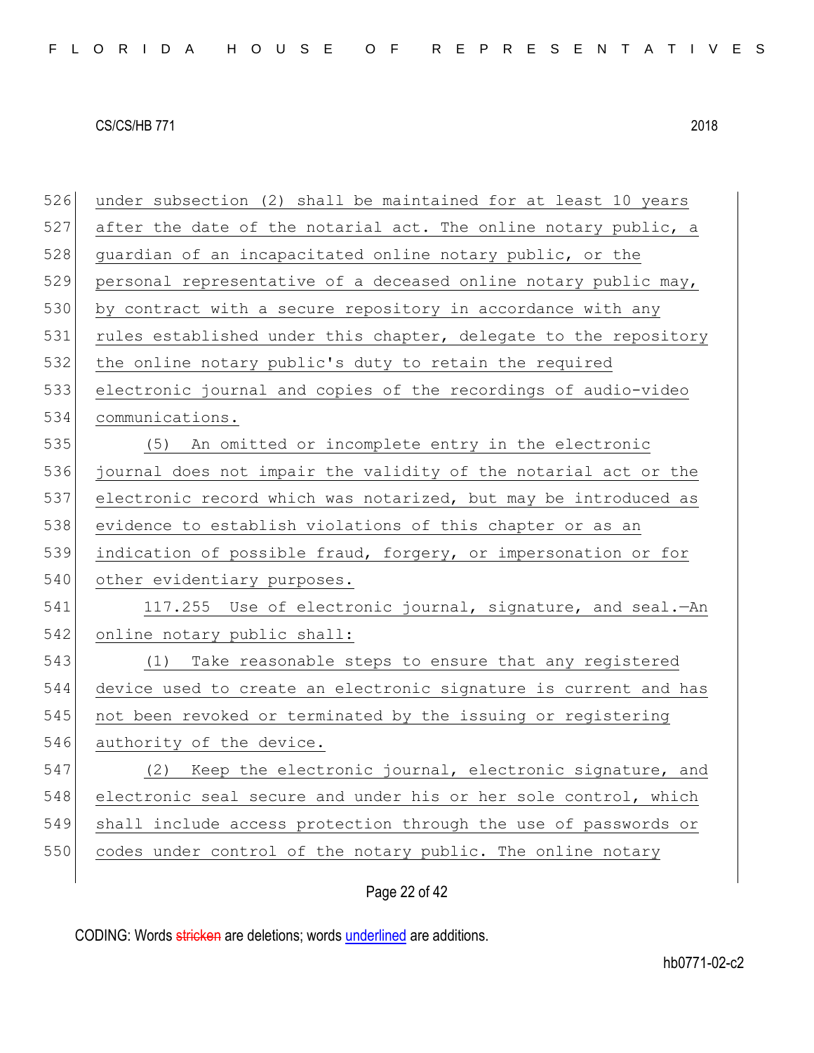under subsection (2) shall be maintained for at least 10 years after the date of the notarial act. The online notary public, a guardian of an incapacitated online notary public, or the personal representative of a deceased online notary public may, by contract with a secure repository in accordance with any rules established under this chapter, delegate to the repository the online notary public's duty to retain the required electronic journal and copies of the recordings of audio-video communications.

(5) An omitted or incomplete entry in the electronic journal does not impair the validity of the notarial act or the electronic record which was notarized, but may be introduced as evidence to establish violations of this chapter or as an indication of possible fraud, forgery, or impersonation or for other evidentiary purposes.

117.255 Use of electronic journal, signature, and seal.—An online notary public shall:

(1) Take reasonable steps to ensure that any registered device used to create an electronic signature is current and has not been revoked or terminated by the issuing or registering authority of the device.

(2) Keep the electronic journal, electronic signature, and electronic seal secure and under his or her sole control, which shall include access protection through the use of passwords or codes under control of the notary public. The online notary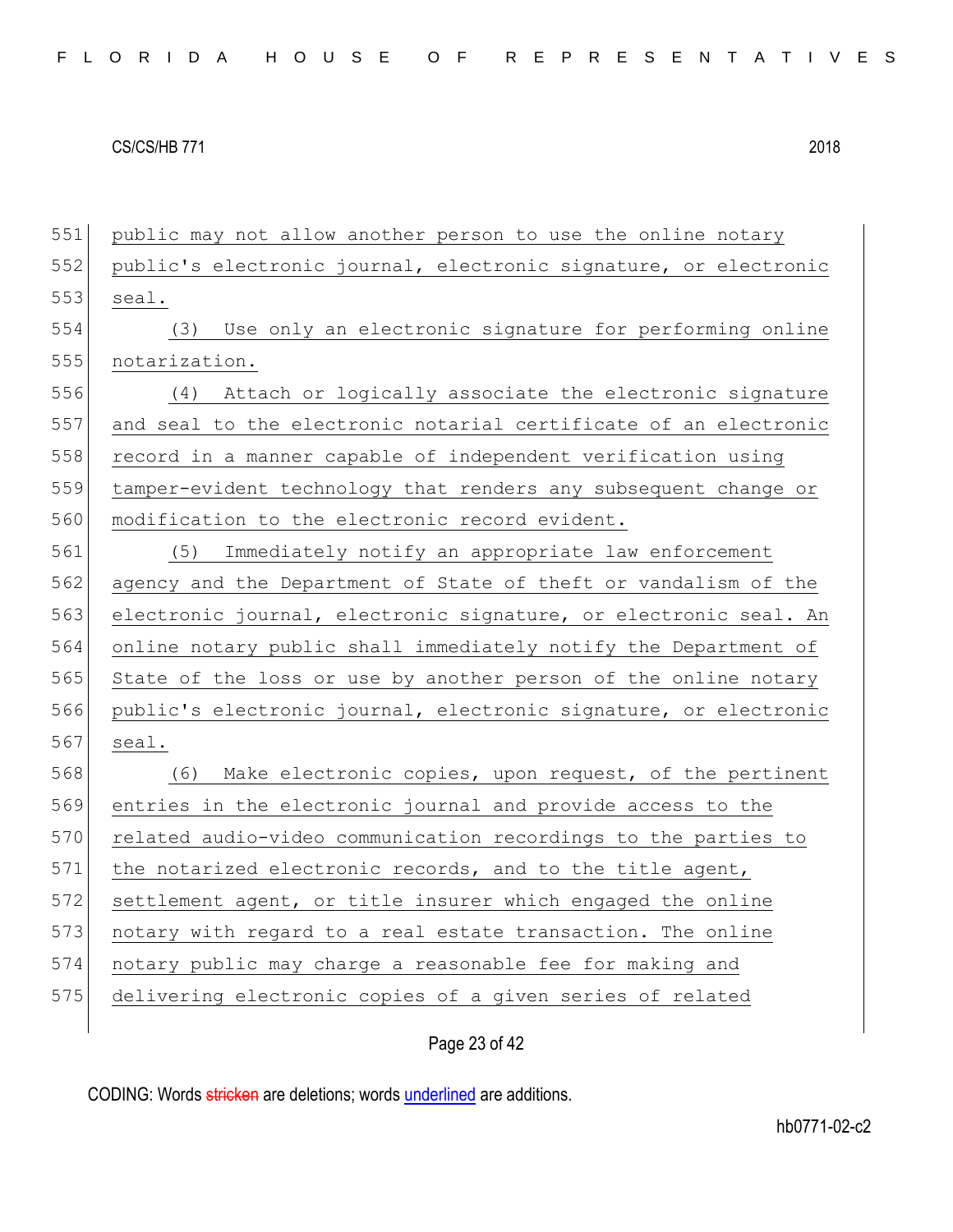public may not allow another person to use the online notary public's electronic journal, electronic signature, or electronic seal.

(3) Use only an electronic signature for performing online notarization.

(4) Attach or logically associate the electronic signature and seal to the electronic notarial certificate of an electronic record in a manner capable of independent verification using tamper-evident technology that renders any subsequent change or modification to the electronic record evident.

(5) Immediately notify an appropriate law enforcement agency and the Department of State of theft or vandalism of the electronic journal, electronic signature, or electronic seal. An online notary public shall immediately notify the Department of State of the loss or use by another person of the online notary public's electronic journal, electronic signature, or electronic seal.

(6) Make electronic copies, upon request, of the pertinent entries in the electronic journal and provide access to the related audio-video communication recordings to the parties to the notarized electronic records, and to the title agent, settlement agent, or title insurer which engaged the online notary with regard to a real estate transaction. The online notary public may charge a reasonable fee for making and delivering electronic copies of a given series of related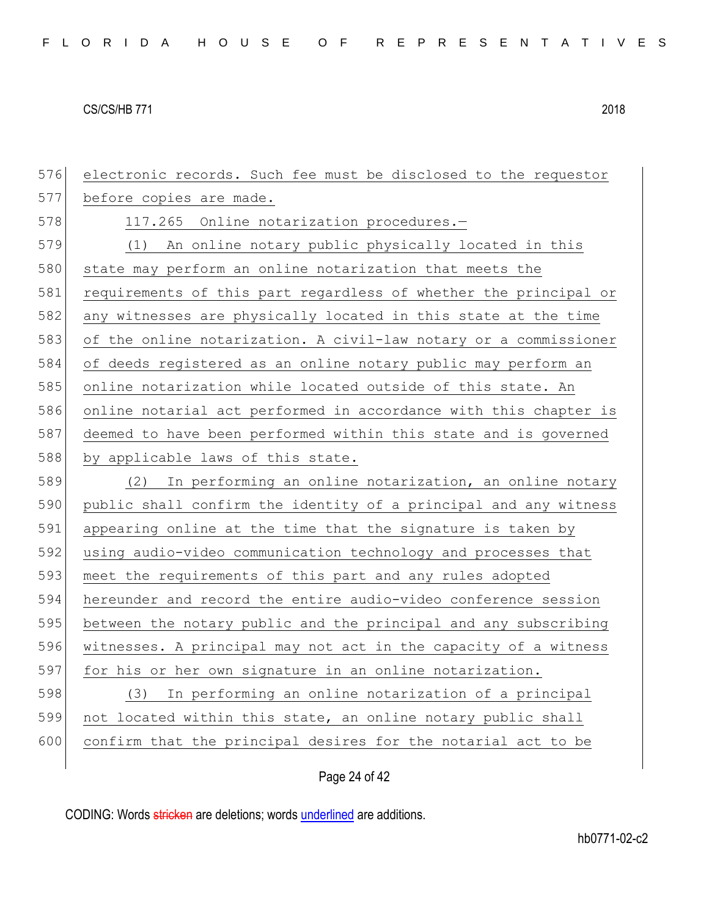electronic records. Such fee must be disclosed to the requestor before copies are made.

117.265 Online notarization procedures.—

(1) An online notary public physically located in this state may perform an online notarization that meets the requirements of this part regardless of whether the principal or any witnesses are physically located in this state at the time of the online notarization. A civil-law notary or a commissioner of deeds registered as an online notary public may perform an online notarization while located outside of this state. An online notarial act performed in accordance with this chapter is deemed to have been performed within this state and is governed by applicable laws of this state.

(2) In performing an online notarization, an online notary public shall confirm the identity of a principal and any witness appearing online at the time that the signature is taken by using audio-video communication technology and processes that meet the requirements of this part and any rules adopted hereunder and record the entire audio-video conference session between the notary public and the principal and any subscribing witnesses. A principal may not act in the capacity of a witness for his or her own signature in an online notarization.

(3) In performing an online notarization of a principal not located within this state, an online notary public shall confirm that the principal desires for the notarial act to be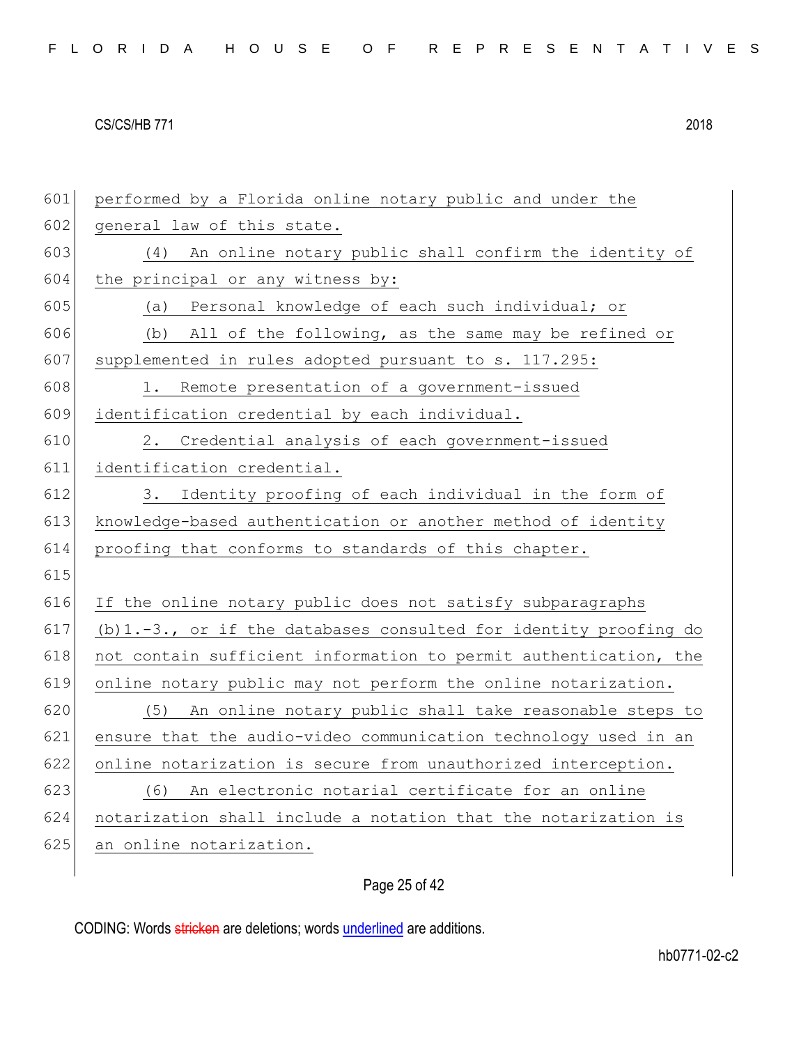performed by a Florida online notary public and under the general law of this state.

(4) An online notary public shall confirm the identity of the principal or any witness by:

(a) Personal knowledge of each such individual; or

(b) All of the following, as the same may be refined or supplemented in rules adopted pursuant to s. 117.295:

1. Remote presentation of a government-issued identification credential by each individual.

2. Credential analysis of each government-issued identification credential.

3. Identity proofing of each individual in the form of knowledge-based authentication or another method of identity proofing that conforms to standards of this chapter.

If the online notary public does not satisfy subparagraphs (b)1.-3., or if the databases consulted for identity proofing do not contain sufficient information to permit authentication, the online notary public may not perform the online notarization.

(5) An online notary public shall take reasonable steps to ensure that the audio-video communication technology used in an online notarization is secure from unauthorized interception.

(6) An electronic notarial certificate for an online notarization shall include a notation that the notarization is an online notarization.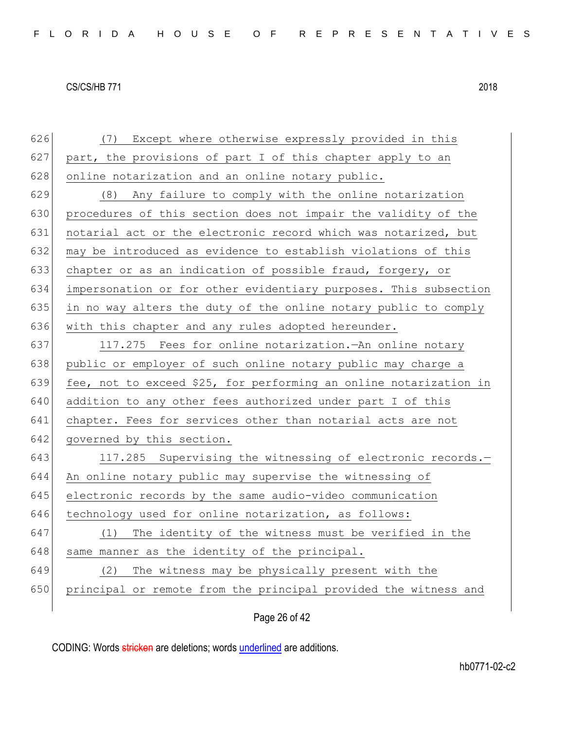(7) Except where otherwise expressly provided in this part, the provisions of part I of this chapter apply to an online notarization and an online notary public.

(8) Any failure to comply with the online notarization procedures of this section does not impair the validity of the notarial act or the electronic record which was notarized, but may be introduced as evidence to establish violations of this chapter or as an indication of possible fraud, forgery, or impersonation or for other evidentiary purposes. This subsection in no way alters the duty of the online notary public to comply with this chapter and any rules adopted hereunder.

117.275 Fees for online notarization.—An online notary public or employer of such online notary public may charge a fee, not to exceed $25, for performing an online notarization in addition to any other fees authorized under part I of this chapter. Fees for services other than notarial acts are not governed by this section.

117.285 Supervising the witnessing of electronic records.—An online notary public may supervise the witnessing of electronic records by the same audio-video communication technology used for online notarization, as follows:

(1) The identity of the witness must be verified in the same manner as the identity of the principal.

(2) The witness may be physically present with the principal or remote from the principal provided the witness and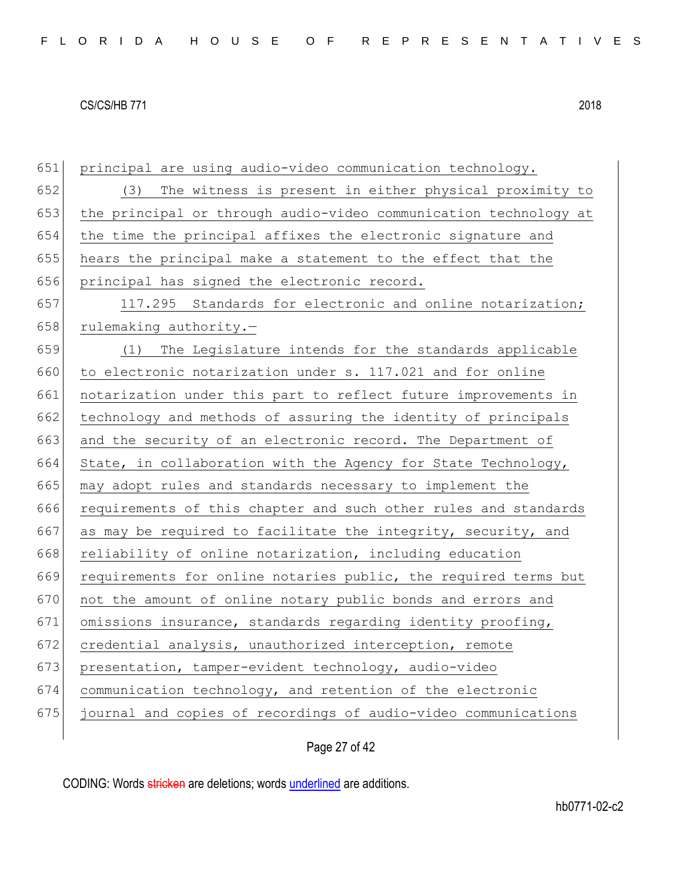principal are using audio-video communication technology.

(3) The witness is present in either physical proximity to the principal or through audio-video communication technology at the time the principal affixes the electronic signature and hears the principal make a statement to the effect that the principal has signed the electronic record.

117.295 Standards for electronic and online notarization; rulemaking authority.—

(1) The Legislature intends for the standards applicable to electronic notarization under s. 117.021 and for online notarization under this part to reflect future improvements in technology and methods of assuring the identity of principals and the security of an electronic record. The Department of State, in collaboration with the Agency for State Technology, may adopt rules and standards necessary to implement the requirements of this chapter and such other rules and standards as may be required to facilitate the integrity, security, and reliability of online notarization, including education requirements for online notaries public, the required terms but not the amount of online notary public bonds and errors and omissions insurance, standards regarding identity proofing, credential analysis, unauthorized interception, remote presentation, tamper-evident technology, audio-video communication technology, and retention of the electronic journal and copies of recordings of audio-video communications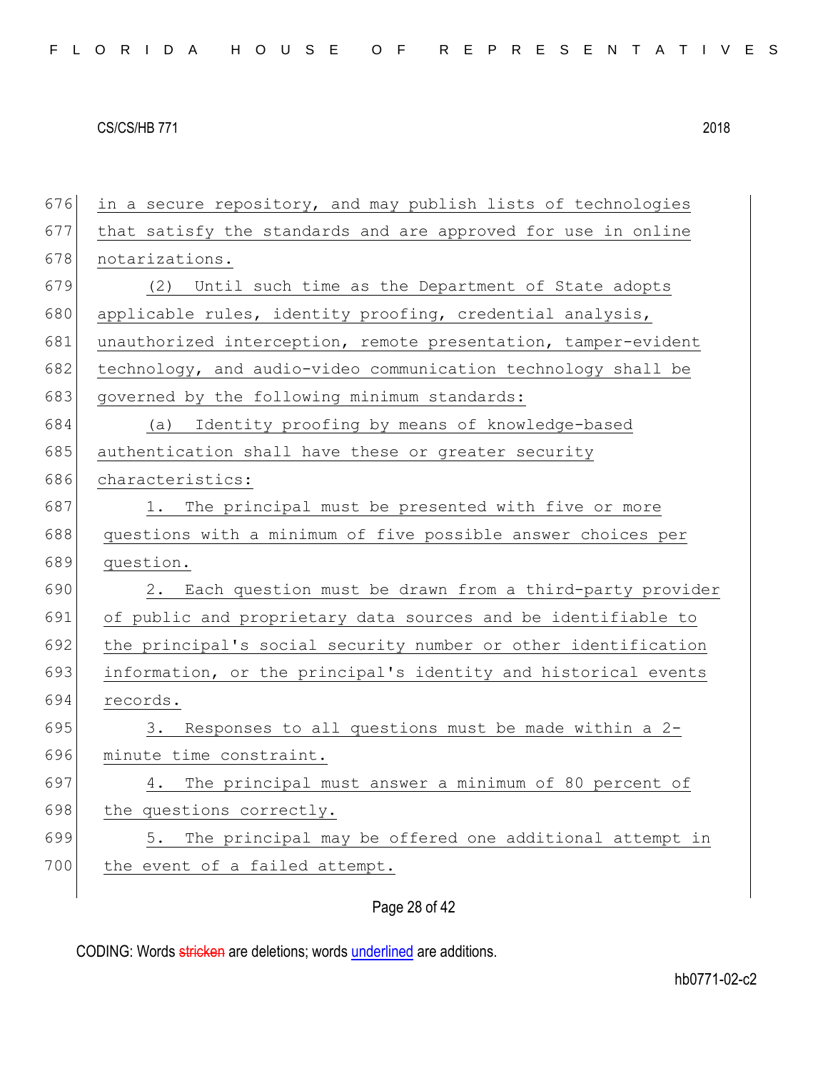in a secure repository, and may publish lists of technologies that satisfy the standards and are approved for use in online notarizations.

(2) Until such time as the Department of State adopts applicable rules, identity proofing, credential analysis, unauthorized interception, remote presentation, tamper-evident technology, and audio-video communication technology shall be governed by the following minimum standards:

(a) Identity proofing by means of knowledge-based authentication shall have these or greater security characteristics:

1. The principal must be presented with five or more questions with a minimum of five possible answer choices per question.

2. Each question must be drawn from a third-party provider of public and proprietary data sources and be identifiable to the principal's social security number or other identification information, or the principal's identity and historical events records.

3. Responses to all questions must be made within a 2-minute time constraint.

4. The principal must answer a minimum of 80 percent of the questions correctly.

5. The principal may be offered one additional attempt in the event of a failed attempt.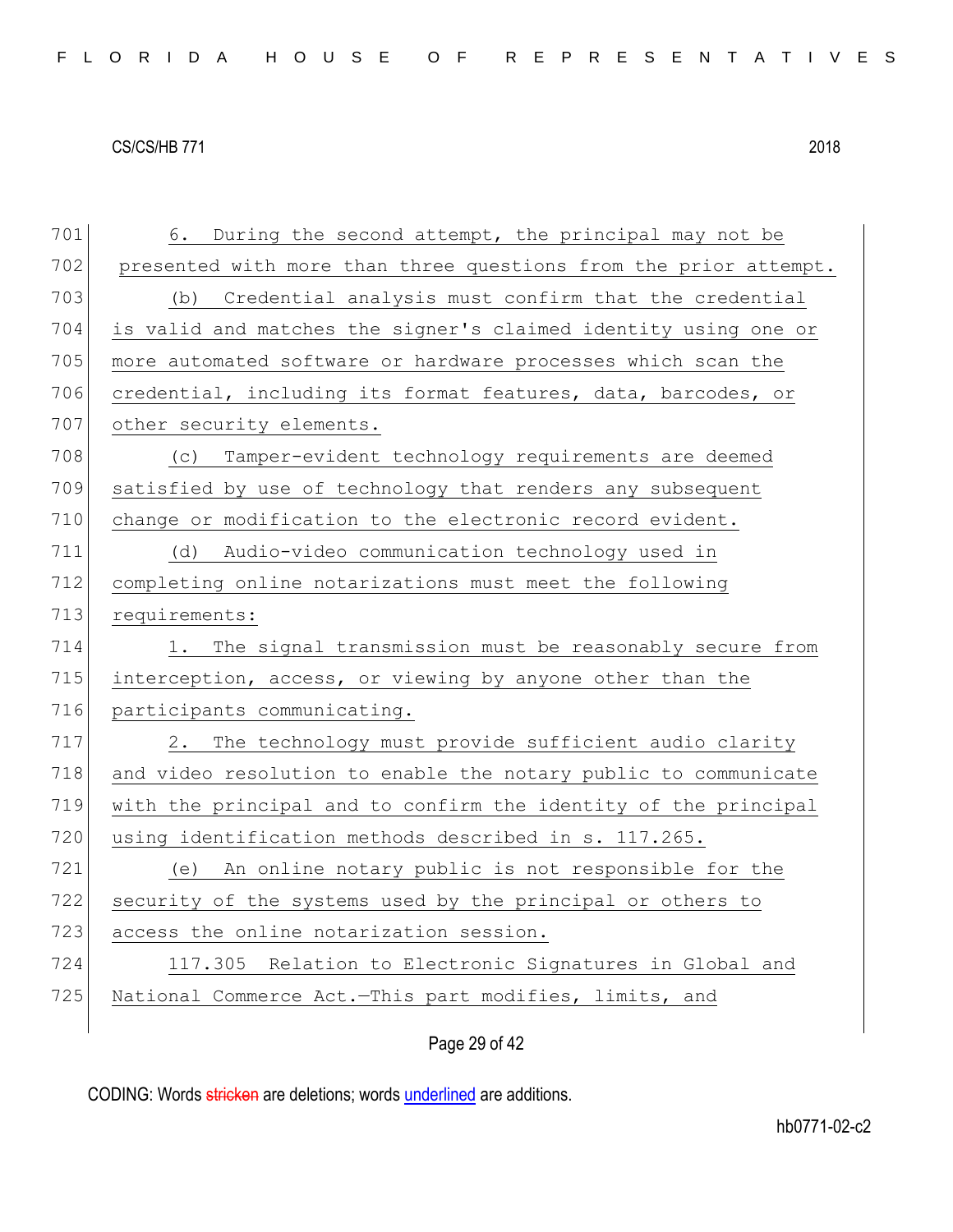6. During the second attempt, the principal may not be presented with more than three questions from the prior attempt.

(b) Credential analysis must confirm that the credential is valid and matches the signer's claimed identity using one or more automated software or hardware processes which scan the credential, including its format features, data, barcodes, or other security elements.

(c) Tamper-evident technology requirements are deemed satisfied by use of technology that renders any subsequent change or modification to the electronic record evident.

(d) Audio-video communication technology used in completing online notarizations must meet the following requirements:

1. The signal transmission must be reasonably secure from interception, access, or viewing by anyone other than the participants communicating.

2. The technology must provide sufficient audio clarity and video resolution to enable the notary public to communicate with the principal and to confirm the identity of the principal using identification methods described in s. 117.265.

(e) An online notary public is not responsible for the security of the systems used by the principal or others to access the online notarization session.

117.305 Relation to Electronic Signatures in Global and National Commerce Act.—This part modifies, limits, and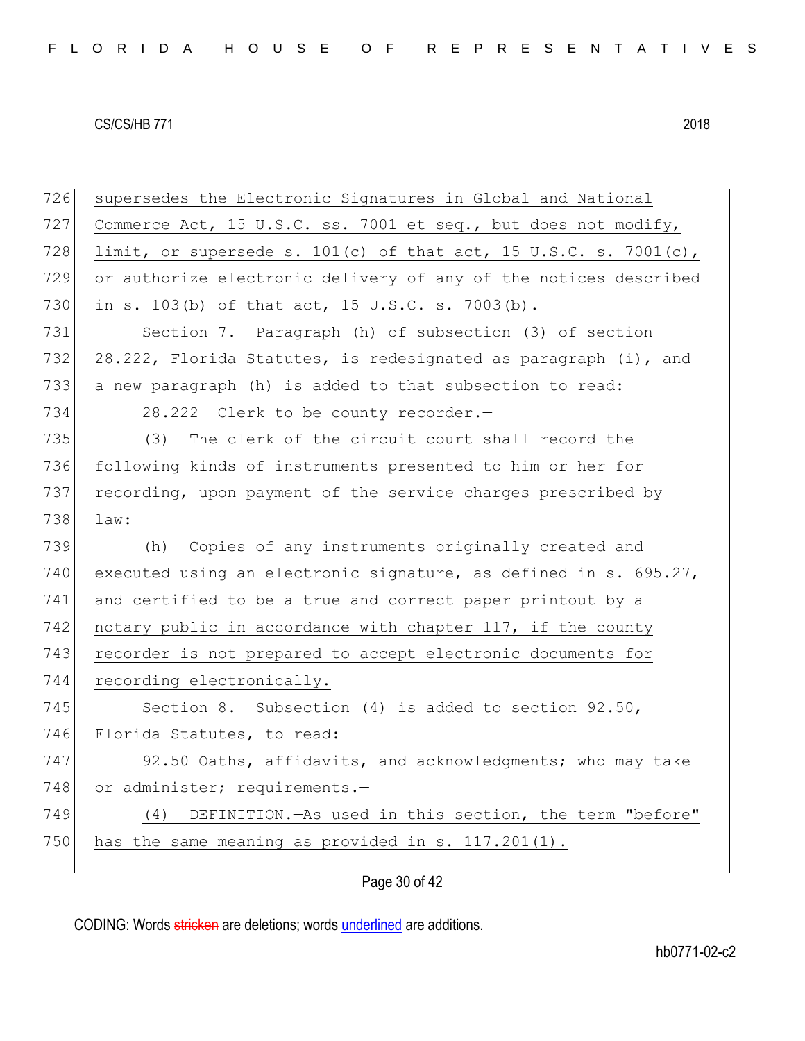supersedes the Electronic Signatures in Global and National Commerce Act, 15 U.S.C. ss. 7001 et seq., but does not modify, limit, or supersede s. 101(c) of that act, 15 U.S.C. s. 7001(c), or authorize electronic delivery of any of the notices described in s. 103(b) of that act, 15 U.S.C. s. 7003(b).

Section 7. Paragraph (h) of subsection (3) of section 28.222, Florida Statutes, is redesignated as paragraph (i), and a new paragraph (h) is added to that subsection to read:

28.222 Clerk to be county recorder.—

(3) The clerk of the circuit court shall record the following kinds of instruments presented to him or her for recording, upon payment of the service charges prescribed by law:

(h) Copies of any instruments originally created and executed using an electronic signature, as defined in s. 695.27, and certified to be a true and correct paper printout by a notary public in accordance with chapter 117, if the county recorder is not prepared to accept electronic documents for recording electronically.

Section 8. Subsection (4) is added to section 92.50, Florida Statutes, to read:

92.50 Oaths, affidavits, and acknowledgments; who may take or administer; requirements.—

(4) DEFINITION.—As used in this section, the term "before" has the same meaning as provided in s. 117.201(1).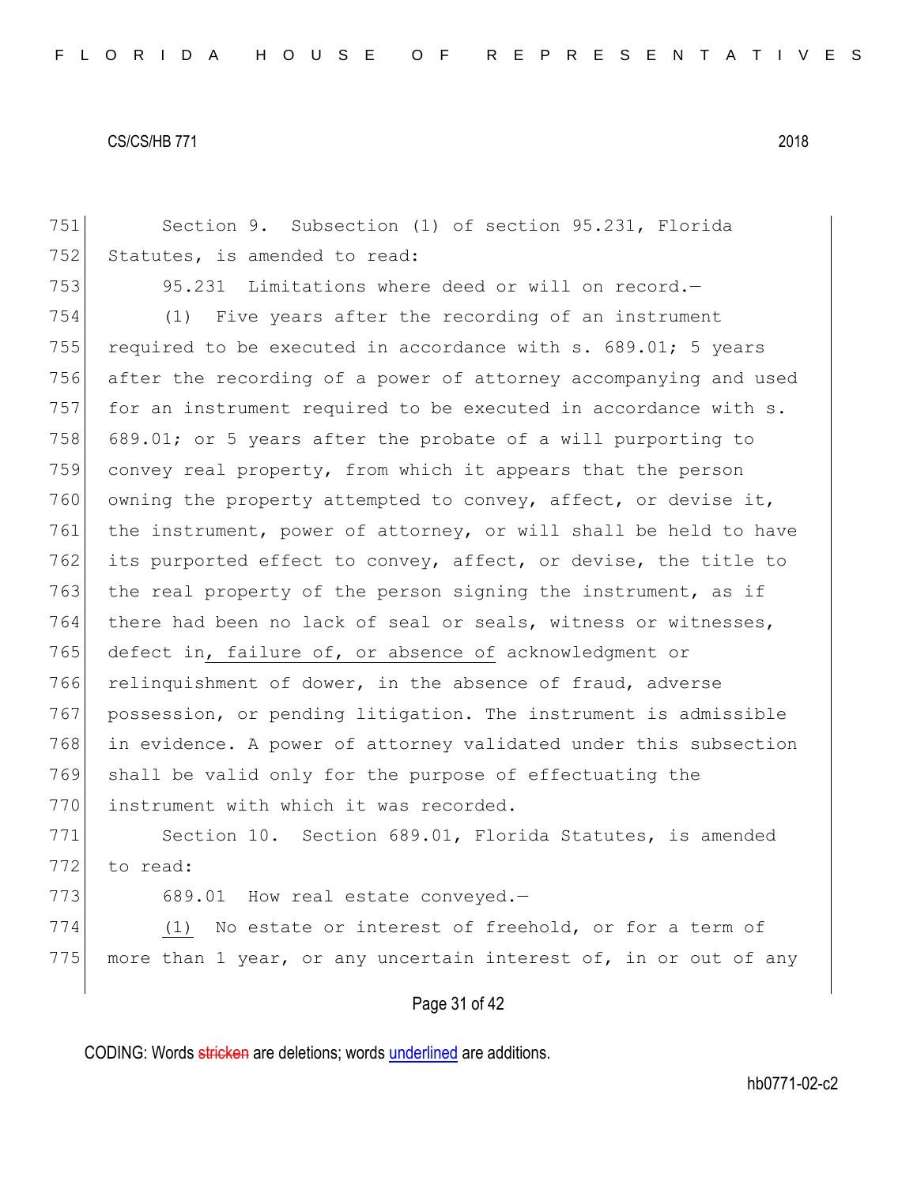Section 9. Subsection (1) of section 95.231, Florida Statutes, is amended to read:

95.231 Limitations where deed or will on record.—

(1) Five years after the recording of an instrument required to be executed in accordance with s. 689.01; 5 years after the recording of a power of attorney accompanying and used for an instrument required to be executed in accordance with s. 689.01; or 5 years after the probate of a will purporting to convey real property, from which it appears that the person owning the property attempted to convey, affect, or devise it, the instrument, power of attorney, or will shall be held to have its purported effect to convey, affect, or devise, the title to the real property of the person signing the instrument, as if there had been no lack of seal or seals, witness or witnesses, defect in, failure of, or absence of acknowledgment or relinquishment of dower, in the absence of fraud, adverse possession, or pending litigation. The instrument is admissible in evidence. A power of attorney validated under this subsection shall be valid only for the purpose of effectuating the instrument with which it was recorded.

Section 10. Section 689.01, Florida Statutes, is amended to read:

689.01 How real estate conveyed.—

(1) No estate or interest of freehold, or for a term of more than 1 year, or any uncertain interest of, in or out of any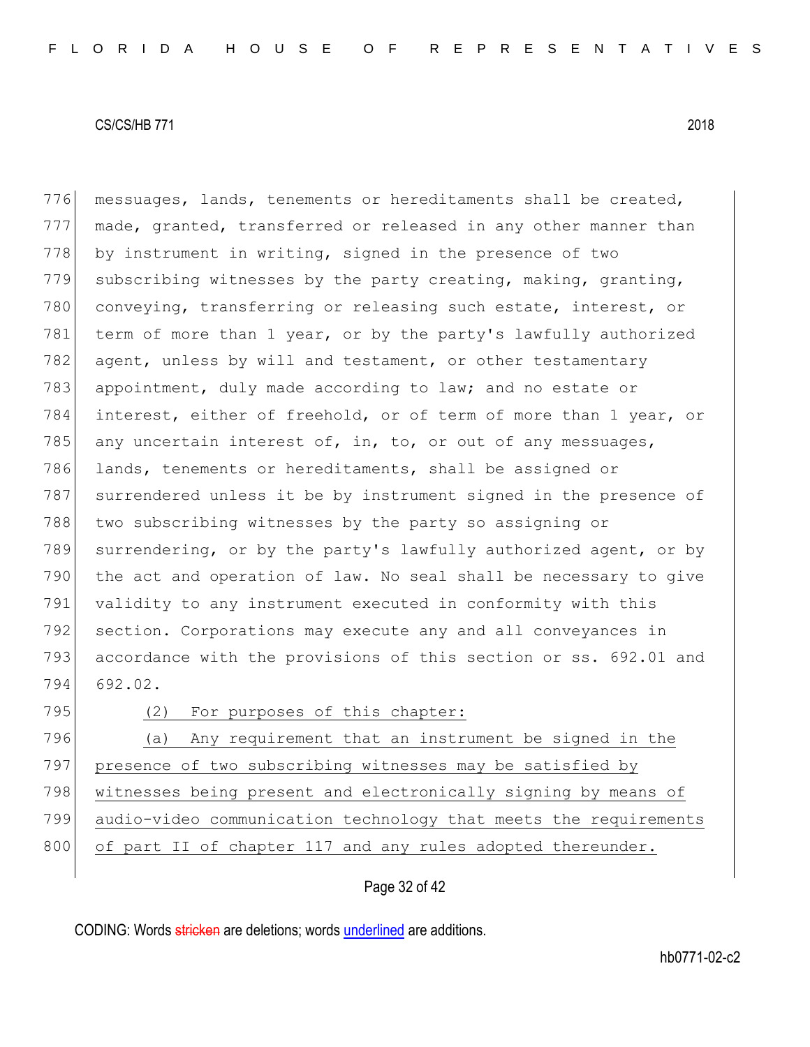messuages, lands, tenements or hereditaments shall be created, made, granted, transferred or released in any other manner than by instrument in writing, signed in the presence of two subscribing witnesses by the party creating, making, granting, conveying, transferring or releasing such estate, interest, or term of more than 1 year, or by the party's lawfully authorized agent, unless by will and testament, or other testamentary appointment, duly made according to law; and no estate or interest, either of freehold, or of term of more than 1 year, or any uncertain interest of, in, to, or out of any messuages, lands, tenements or hereditaments, shall be assigned or surrendered unless it be by instrument signed in the presence of two subscribing witnesses by the party so assigning or surrendering, or by the party's lawfully authorized agent, or by the act and operation of law. No seal shall be necessary to give validity to any instrument executed in conformity with this section. Corporations may execute any and all conveyances in accordance with the provisions of this section or ss. 692.01 and 692.02.

(2) For purposes of this chapter:

(a) Any requirement that an instrument be signed in the presence of two subscribing witnesses may be satisfied by witnesses being present and electronically signing by means of audio-video communication technology that meets the requirements of part II of chapter 117 and any rules adopted thereunder.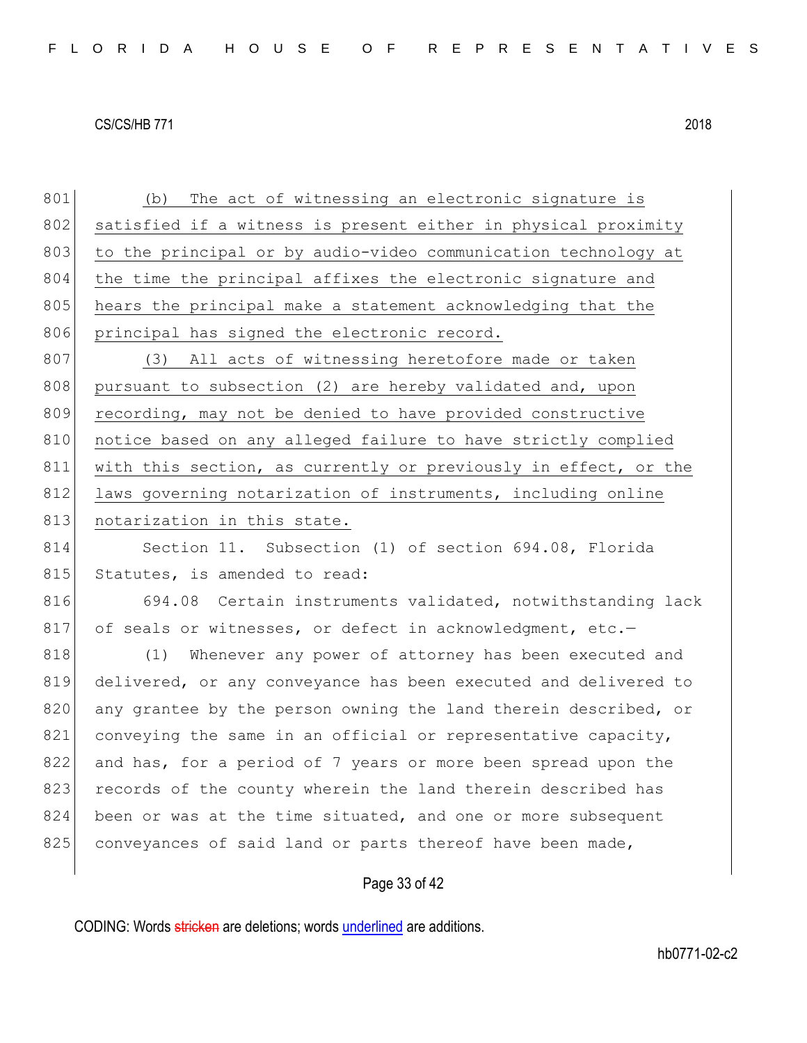(b) The act of witnessing an electronic signature is satisfied if a witness is present either in physical proximity to the principal or by audio-video communication technology at the time the principal affixes the electronic signature and hears the principal make a statement acknowledging that the principal has signed the electronic record.

(3) All acts of witnessing heretofore made or taken pursuant to subsection (2) are hereby validated and, upon recording, may not be denied to have provided constructive notice based on any alleged failure to have strictly complied with this section, as currently or previously in effect, or the laws governing notarization of instruments, including online notarization in this state.

Section 11. Subsection (1) of section 694.08, Florida Statutes, is amended to read:

694.08 Certain instruments validated, notwithstanding lack of seals or witnesses, or defect in acknowledgment, etc.—

(1) Whenever any power of attorney has been executed and delivered, or any conveyance has been executed and delivered to any grantee by the person owning the land therein described, or conveying the same in an official or representative capacity, and has, for a period of 7 years or more been spread upon the records of the county wherein the land therein described has been or was at the time situated, and one or more subsequent conveyances of said land or parts thereof have been made,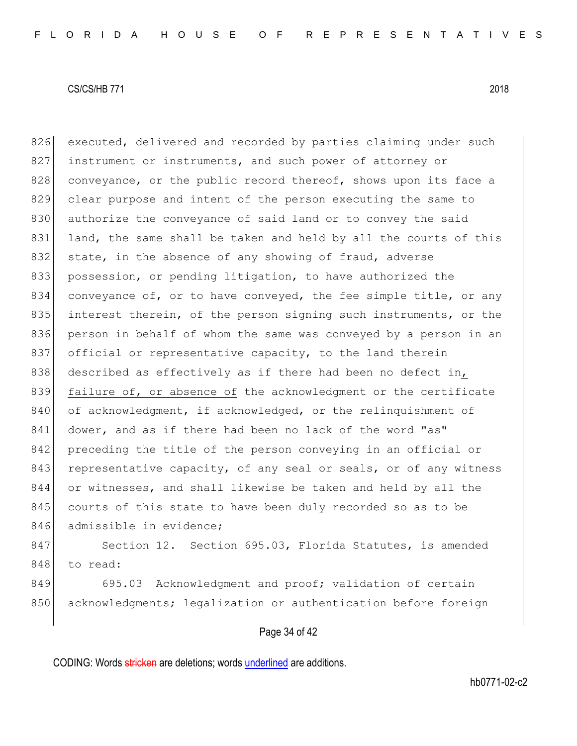executed, delivered and recorded by parties claiming under such instrument or instruments, and such power of attorney or conveyance, or the public record thereof, shows upon its face a clear purpose and intent of the person executing the same to authorize the conveyance of said land or to convey the said land, the same shall be taken and held by all the courts of this state, in the absence of any showing of fraud, adverse possession, or pending litigation, to have authorized the conveyance of, or to have conveyed, the fee simple title, or any interest therein, of the person signing such instruments, or the person in behalf of whom the same was conveyed by a person in an official or representative capacity, to the land therein described as effectively as if there had been no defect in, failure of, or absence of the acknowledgment or the certificate of acknowledgment, if acknowledged, or the relinquishment of dower, and as if there had been no lack of the word "as" preceding the title of the person conveying in an official or representative capacity, of any seal or seals, or of any witness or witnesses, and shall likewise be taken and held by all the courts of this state to have been duly recorded so as to be admissible in evidence;

Section 12. Section 695.03, Florida Statutes, is amended to read:

695.03 Acknowledgment and proof; validation of certain acknowledgments; legalization or authentication before foreign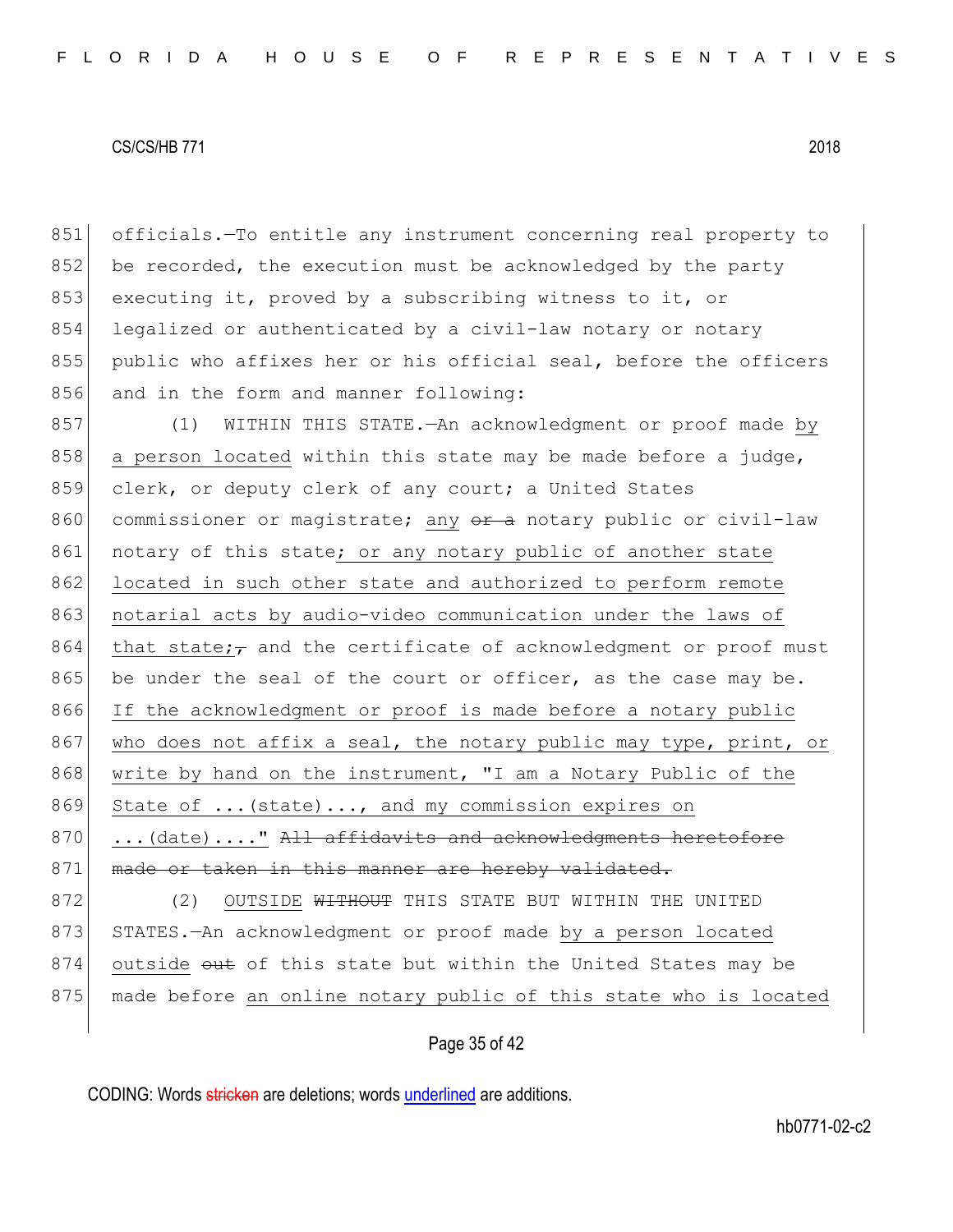851 officials.—To entitle any instrument concerning real property to
852 be recorded, the execution must be acknowledged by the party
853 executing it, proved by a subscribing witness to it, or
854 legalized or authenticated by a civil-law notary or notary
855 public who affixes her or his official seal, before the officers
856 and in the form and manner following:

857 (1) WITHIN THIS STATE.—An acknowledgment or proof made by
858 a person located within this state may be made before a judge,
859 clerk, or deputy clerk of any court; a United States
860 commissioner or magistrate; any ~~or a~~ notary public or civil-law
861 notary of this state; or any notary public of another state
862 located in such other state and authorized to perform remote
863 notarial acts by audio-video communication under the laws of
864 that state;~~,~~ and the certificate of acknowledgment or proof must
865 be under the seal of the court or officer, as the case may be.
866 If the acknowledgment or proof is made before a notary public
867 who does not affix a seal, the notary public may type, print, or
868 write by hand on the instrument, "I am a Notary Public of the
869 State of ...(state)..., and my commission expires on
870 ...(date)...." ~~All affidavits and acknowledgments heretofore~~
871 ~~made or taken in this manner are hereby validated.~~

872 (2) OUTSIDE ~~WITHOUT~~ THIS STATE BUT WITHIN THE UNITED
873 STATES.—An acknowledgment or proof made by a person located
874 outside ~~out~~ of this state but within the United States may be
875 made before an online notary public of this state who is located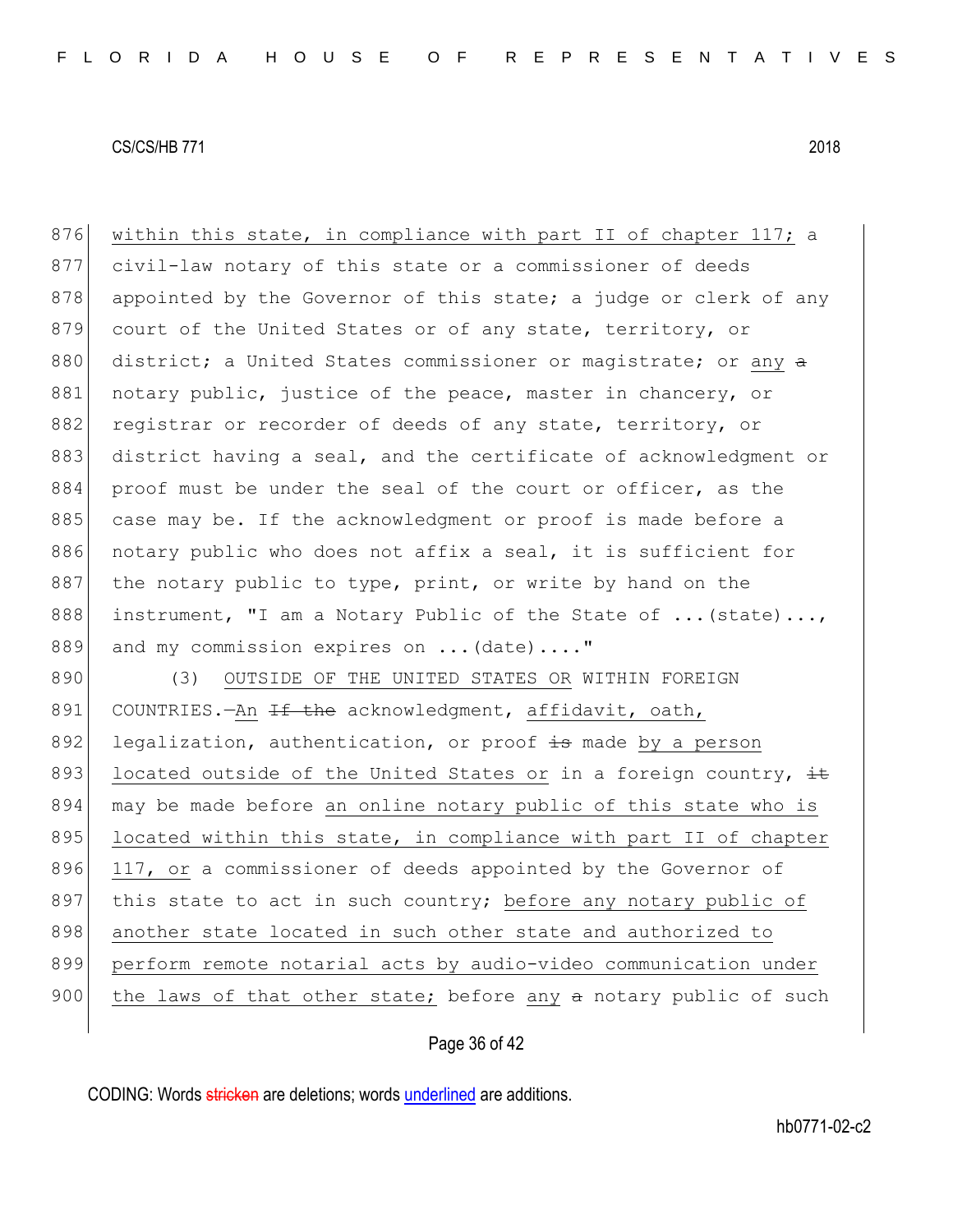within this state, in compliance with part II of chapter 117; a civil-law notary of this state or a commissioner of deeds appointed by the Governor of this state; a judge or clerk of any court of the United States or of any state, territory, or district; a United States commissioner or magistrate; or any ~~a~~ notary public, justice of the peace, master in chancery, or registrar or recorder of deeds of any state, territory, or district having a seal, and the certificate of acknowledgment or proof must be under the seal of the court or officer, as the case may be. If the acknowledgment or proof is made before a notary public who does not affix a seal, it is sufficient for the notary public to type, print, or write by hand on the instrument, "I am a Notary Public of the State of ...(state)..., and my commission expires on ...(date)...."

(3) OUTSIDE OF THE UNITED STATES OR WITHIN FOREIGN COUNTRIES.—An ~~If the~~ acknowledgment, affidavit, oath, legalization, authentication, or proof ~~is~~ made by a person located outside of the United States or in a foreign country, ~~it~~ may be made before an online notary public of this state who is located within this state, in compliance with part II of chapter 117, or a commissioner of deeds appointed by the Governor of this state to act in such country; before any notary public of another state located in such other state and authorized to perform remote notarial acts by audio-video communication under the laws of that other state; before any ~~a~~ notary public of such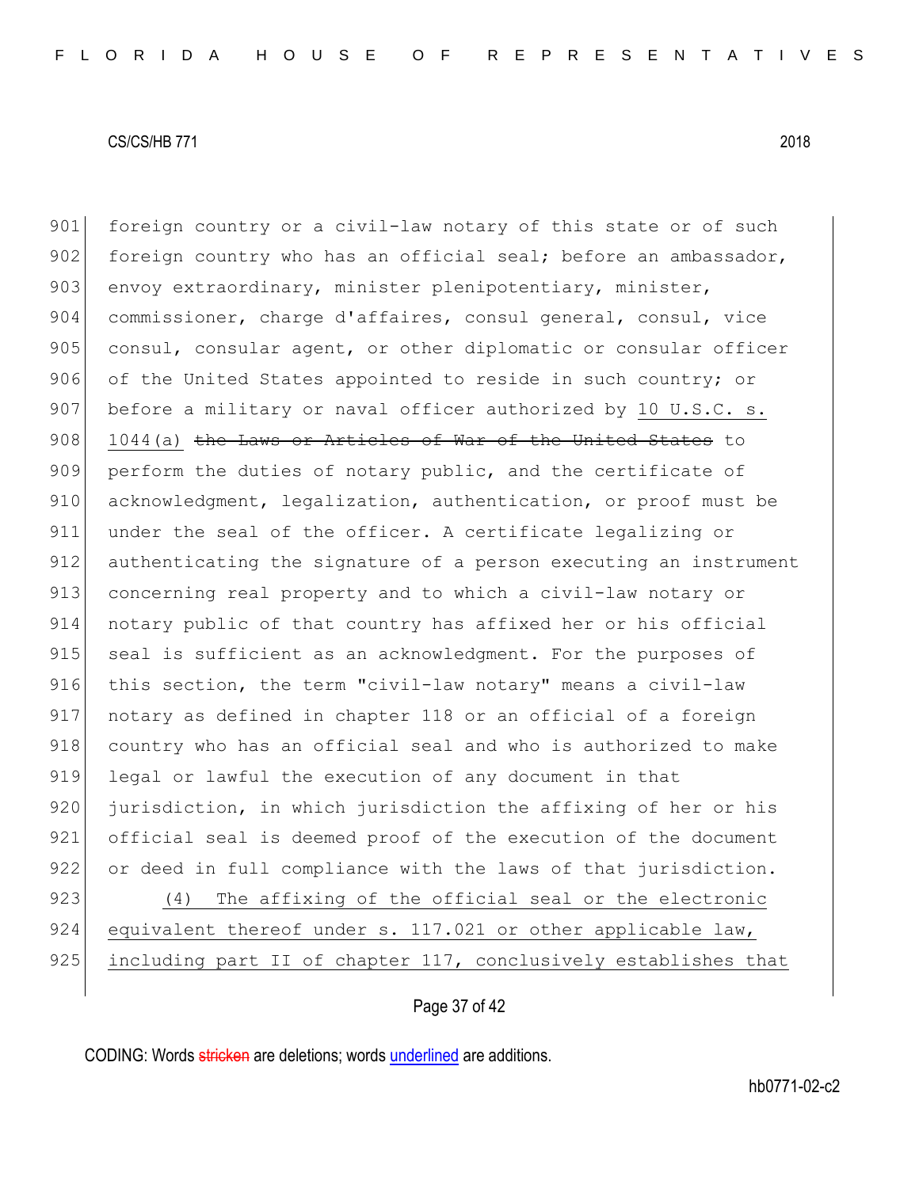foreign country or a civil-law notary of this state or of such foreign country who has an official seal; before an ambassador, envoy extraordinary, minister plenipotentiary, minister, commissioner, charge d'affaires, consul general, consul, vice consul, consular agent, or other diplomatic or consular officer of the United States appointed to reside in such country; or before a military or naval officer authorized by <u>10 U.S.C. s. 1044(a)</u> ~~the Laws or Articles of War of the United States~~ to perform the duties of notary public, and the certificate of acknowledgment, legalization, authentication, or proof must be under the seal of the officer. A certificate legalizing or authenticating the signature of a person executing an instrument concerning real property and to which a civil-law notary or notary public of that country has affixed her or his official seal is sufficient as an acknowledgment. For the purposes of this section, the term "civil-law notary" means a civil-law notary as defined in chapter 118 or an official of a foreign country who has an official seal and who is authorized to make legal or lawful the execution of any document in that jurisdiction, in which jurisdiction the affixing of her or his official seal is deemed proof of the execution of the document or deed in full compliance with the laws of that jurisdiction.

<u>(4) The affixing of the official seal or the electronic equivalent thereof under s. 117.021 or other applicable law, including part II of chapter 117, conclusively establishes that</u>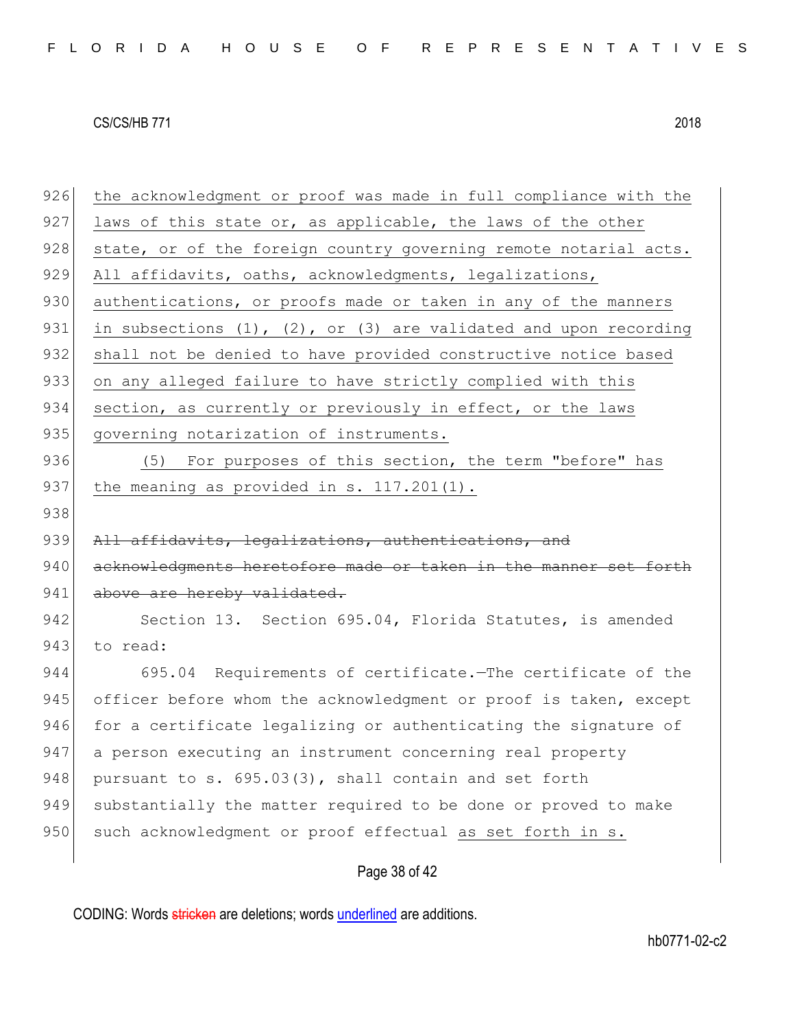the acknowledgment or proof was made in full compliance with the laws of this state or, as applicable, the laws of the other state, or of the foreign country governing remote notarial acts. All affidavits, oaths, acknowledgments, legalizations, authentications, or proofs made or taken in any of the manners in subsections (1), (2), or (3) are validated and upon recording shall not be denied to have provided constructive notice based on any alleged failure to have strictly complied with this section, as currently or previously in effect, or the laws governing notarization of instruments.

(5) For purposes of this section, the term "before" has the meaning as provided in s. 117.201(1).

~~All affidavits, legalizations, authentications, and acknowledgments heretofore made or taken in the manner set forth above are hereby validated.~~

Section 13. Section 695.04, Florida Statutes, is amended to read:

695.04 Requirements of certificate.—The certificate of the officer before whom the acknowledgment or proof is taken, except for a certificate legalizing or authenticating the signature of a person executing an instrument concerning real property pursuant to s. 695.03(3), shall contain and set forth substantially the matter required to be done or proved to make such acknowledgment or proof effectual as set forth in s.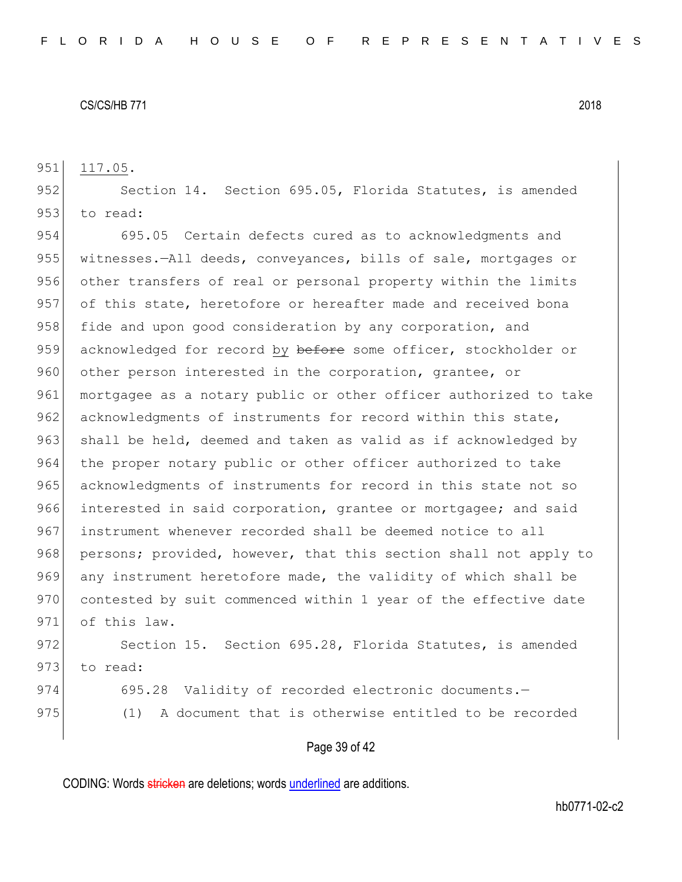117.05.

Section 14. Section 695.05, Florida Statutes, is amended to read:

695.05 Certain defects cured as to acknowledgments and witnesses.—All deeds, conveyances, bills of sale, mortgages or other transfers of real or personal property within the limits of this state, heretofore or hereafter made and received bona fide and upon good consideration by any corporation, and acknowledged for record by ~~before~~ some officer, stockholder or other person interested in the corporation, grantee, or mortgagee as a notary public or other officer authorized to take acknowledgments of instruments for record within this state, shall be held, deemed and taken as valid as if acknowledged by the proper notary public or other officer authorized to take acknowledgments of instruments for record in this state not so interested in said corporation, grantee or mortgagee; and said instrument whenever recorded shall be deemed notice to all persons; provided, however, that this section shall not apply to any instrument heretofore made, the validity of which shall be contested by suit commenced within 1 year of the effective date of this law.

Section 15. Section 695.28, Florida Statutes, is amended to read:

695.28 Validity of recorded electronic documents.—

(1) A document that is otherwise entitled to be recorded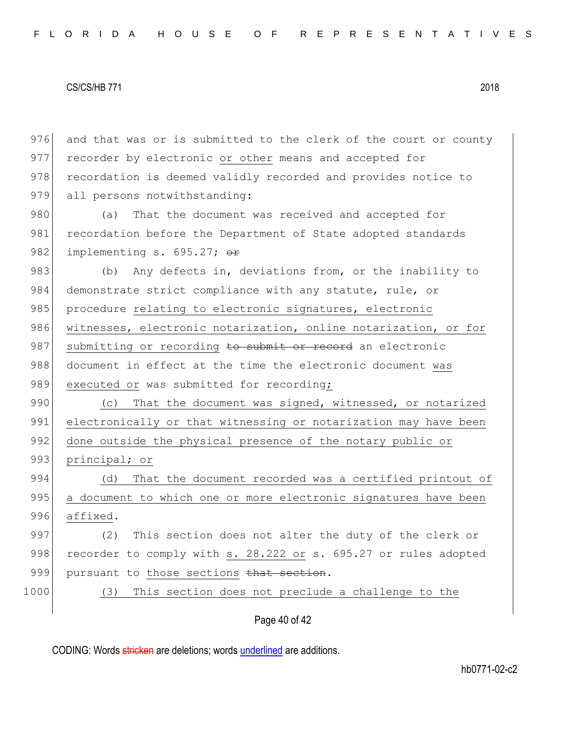976 and that was or is submitted to the clerk of the court or county
977 recorder by electronic <u>or other</u> means and accepted for
978 recordation is deemed validly recorded and provides notice to
979 all persons notwithstanding:

980 (a) That the document was received and accepted for
981 recordation before the Department of State adopted standards
982 implementing s. 695.27; ~~or~~

983 (b) Any defects in, deviations from, or the inability to
984 demonstrate strict compliance with any statute, rule, or
985 procedure <u>relating to electronic signatures, electronic</u>
986 <u>witnesses, electronic notarization, online notarization, or for</u>
987 <u>submitting or recording</u> ~~to submit or record~~ an electronic
988 document in effect at the time the electronic document <u>was</u>
989 <u>executed or</u> was submitted for recording<u>;</u>

990 <u>(c) That the document was signed, witnessed, or notarized</u>
991 <u>electronically or that witnessing or notarization may have been</u>
992 <u>done outside the physical presence of the notary public or</u>
993 <u>principal; or</u>

994 <u>(d) That the document recorded was a certified printout of</u>
995 <u>a document to which one or more electronic signatures have been</u>
996 <u>affixed</u>.

997 (2) This section does not alter the duty of the clerk or
998 recorder to comply with <u>s. 28.222 or</u> s. 695.27 or rules adopted
999 pursuant to <u>those sections</u> ~~that section~~.

1000 <u>(3) This section does not preclude a challenge to the</u>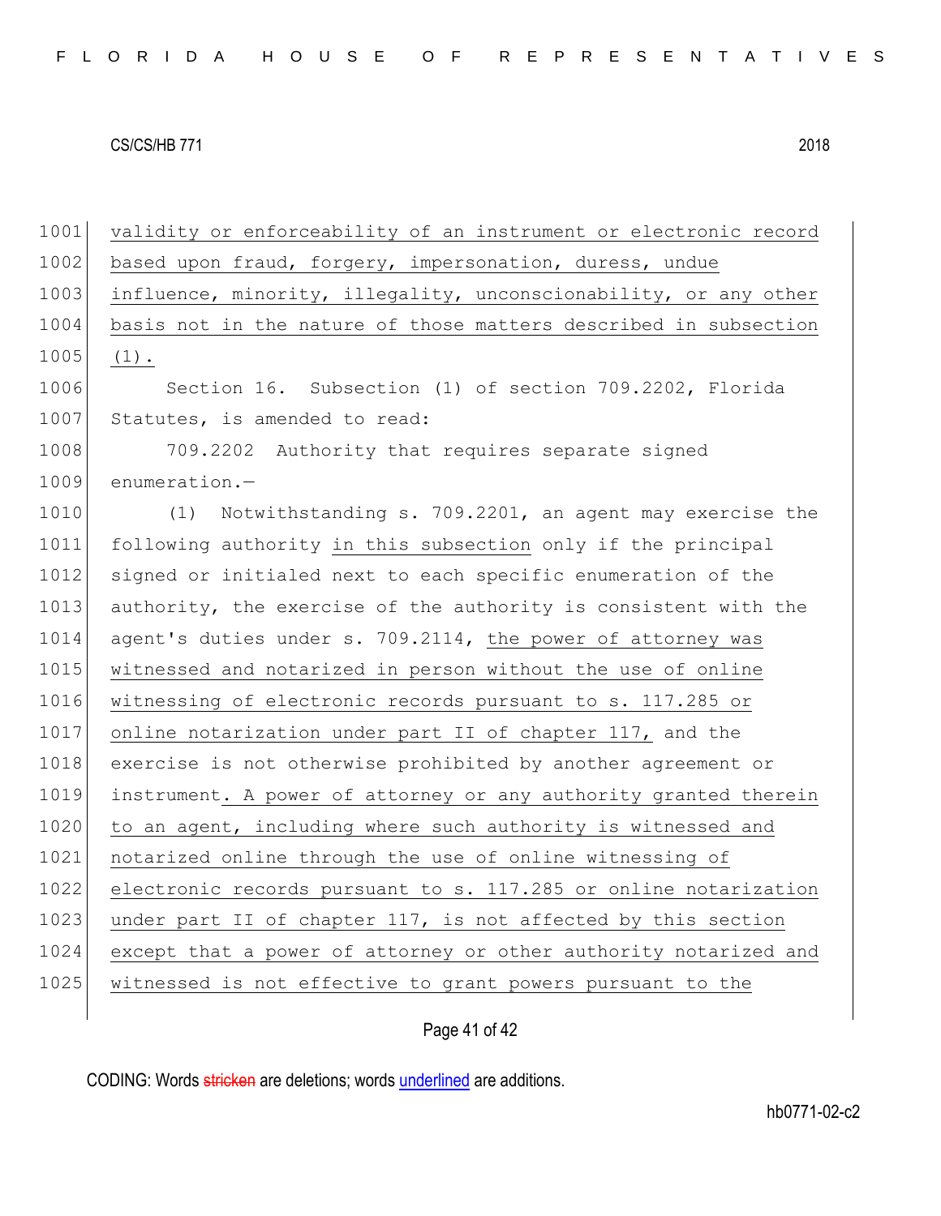validity or enforceability of an instrument or electronic record based upon fraud, forgery, impersonation, duress, undue influence, minority, illegality, unconscionability, or any other basis not in the nature of those matters described in subsection (1).

Section 16. Subsection (1) of section 709.2202, Florida Statutes, is amended to read:

709.2202 Authority that requires separate signed enumeration.—

(1) Notwithstanding s. 709.2201, an agent may exercise the following authority in this subsection only if the principal signed or initialed next to each specific enumeration of the authority, the exercise of the authority is consistent with the agent's duties under s. 709.2114, the power of attorney was witnessed and notarized in person without the use of online witnessing of electronic records pursuant to s. 117.285 or online notarization under part II of chapter 117, and the exercise is not otherwise prohibited by another agreement or instrument. A power of attorney or any authority granted therein to an agent, including where such authority is witnessed and notarized online through the use of online witnessing of electronic records pursuant to s. 117.285 or online notarization under part II of chapter 117, is not affected by this section except that a power of attorney or other authority notarized and witnessed is not effective to grant powers pursuant to the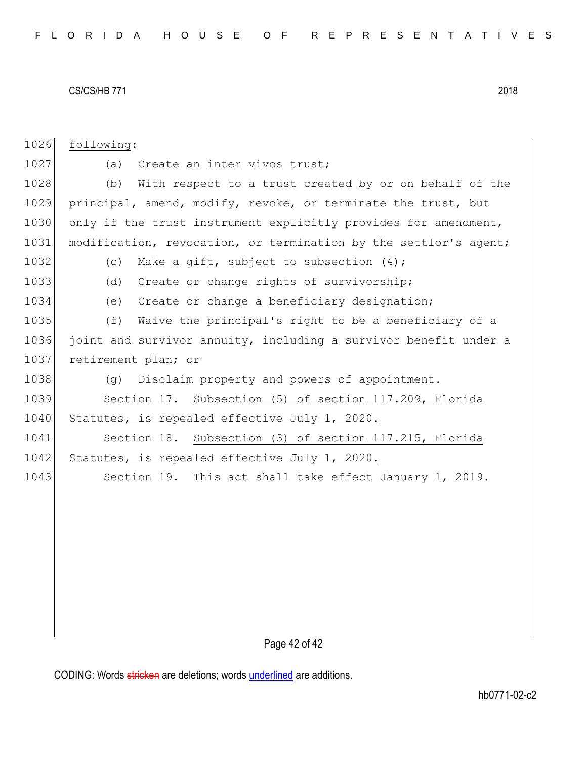following:

(a) Create an inter vivos trust;

(b) With respect to a trust created by or on behalf of the principal, amend, modify, revoke, or terminate the trust, but only if the trust instrument explicitly provides for amendment, modification, revocation, or termination by the settlor's agent;

(c) Make a gift, subject to subsection (4);

(d) Create or change rights of survivorship;

(e) Create or change a beneficiary designation;

(f) Waive the principal's right to be a beneficiary of a joint and survivor annuity, including a survivor benefit under a retirement plan; or

(g) Disclaim property and powers of appointment.

Section 17. Subsection (5) of section 117.209, Florida Statutes, is repealed effective July 1, 2020.

Section 18. Subsection (3) of section 117.215, Florida Statutes, is repealed effective July 1, 2020.

Section 19. This act shall take effect January 1, 2019.